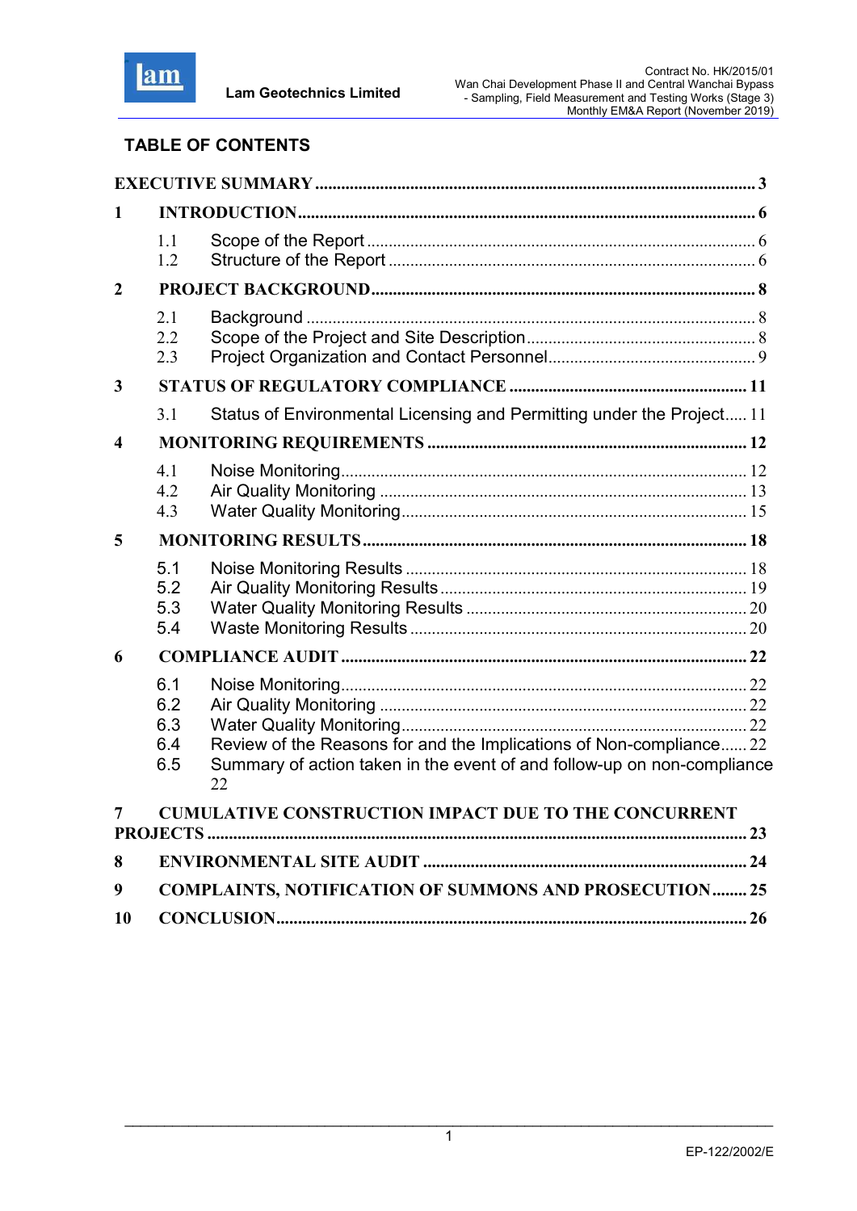## TABLE OF CONTENTS

**EXECUTIVE SUMMARY** ........ 3

**1 INTRODUCTION** ........ 6

- 1.1 Scope of the Report ........ 6
- 1.2 Structure of the Report ........ 6

**2 PROJECT BACKGROUND** ........ 8

- 2.1 Background ........ 8
- 2.2 Scope of the Project and Site Description ........ 8
- 2.3 Project Organization and Contact Personnel ........ 9

**3 STATUS OF REGULATORY COMPLIANCE** ........ 11

- 3.1 Status of Environmental Licensing and Permitting under the Project ........ 11

**4 MONITORING REQUIREMENTS** ........ 12

- 4.1 Noise Monitoring ........ 12
- 4.2 Air Quality Monitoring ........ 13
- 4.3 Water Quality Monitoring ........ 15

**5 MONITORING RESULTS** ........ 18

- 5.1 Noise Monitoring Results ........ 18
- 5.2 Air Quality Monitoring Results ........ 19
- 5.3 Water Quality Monitoring Results ........ 20
- 5.4 Waste Monitoring Results ........ 20

**6 COMPLIANCE AUDIT** ........ 22

- 6.1 Noise Monitoring ........ 22
- 6.2 Air Quality Monitoring ........ 22
- 6.3 Water Quality Monitoring ........ 22
- 6.4 Review of the Reasons for and the Implications of Non-compliance ........ 22
- 6.5 Summary of action taken in the event of and follow-up on non-compliance 22

**7 CUMULATIVE CONSTRUCTION IMPACT DUE TO THE CONCURRENT PROJECTS** ........ 23

**8 ENVIRONMENTAL SITE AUDIT** ........ 24

**9 COMPLAINTS, NOTIFICATION OF SUMMONS AND PROSECUTION** ........ 25

**10 CONCLUSION** ........ 26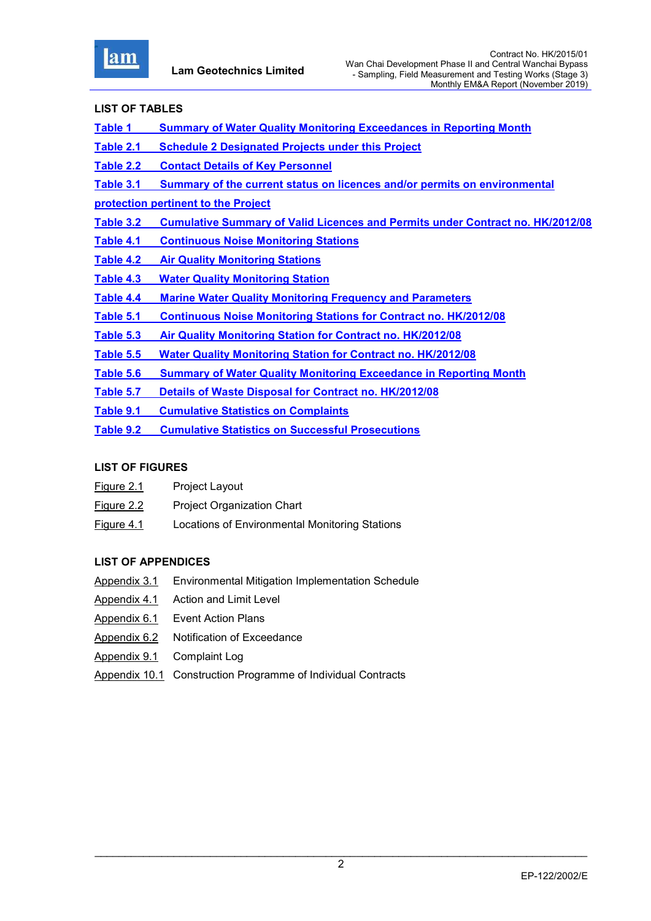## LIST OF TABLES

Table 1 Summary of Water Quality Monitoring Exceedances in Reporting Month

Table 2.1 Schedule 2 Designated Projects under this Project

Table 2.2 Contact Details of Key Personnel

Table 3.1 Summary of the current status on licences and/or permits on environmental protection pertinent to the Project

Table 3.2 Cumulative Summary of Valid Licences and Permits under Contract no. HK/2012/08

Table 4.1 Continuous Noise Monitoring Stations

Table 4.2 Air Quality Monitoring Stations

Table 4.3 Water Quality Monitoring Station

Table 4.4 Marine Water Quality Monitoring Frequency and Parameters

Table 5.1 Continuous Noise Monitoring Stations for Contract no. HK/2012/08

Table 5.3 Air Quality Monitoring Station for Contract no. HK/2012/08

Table 5.5 Water Quality Monitoring Station for Contract no. HK/2012/08

Table 5.6 Summary of Water Quality Monitoring Exceedance in Reporting Month

Table 5.7 Details of Waste Disposal for Contract no. HK/2012/08

Table 9.1 Cumulative Statistics on Complaints

Table 9.2 Cumulative Statistics on Successful Prosecutions

## LIST OF FIGURES

Figure 2.1 Project Layout

Figure 2.2 Project Organization Chart

Figure 4.1 Locations of Environmental Monitoring Stations

## LIST OF APPENDICES

Appendix 3.1 Environmental Mitigation Implementation Schedule

Appendix 4.1 Action and Limit Level

Appendix 6.1 Event Action Plans

Appendix 6.2 Notification of Exceedance

Appendix 9.1 Complaint Log

Appendix 10.1 Construction Programme of Individual Contracts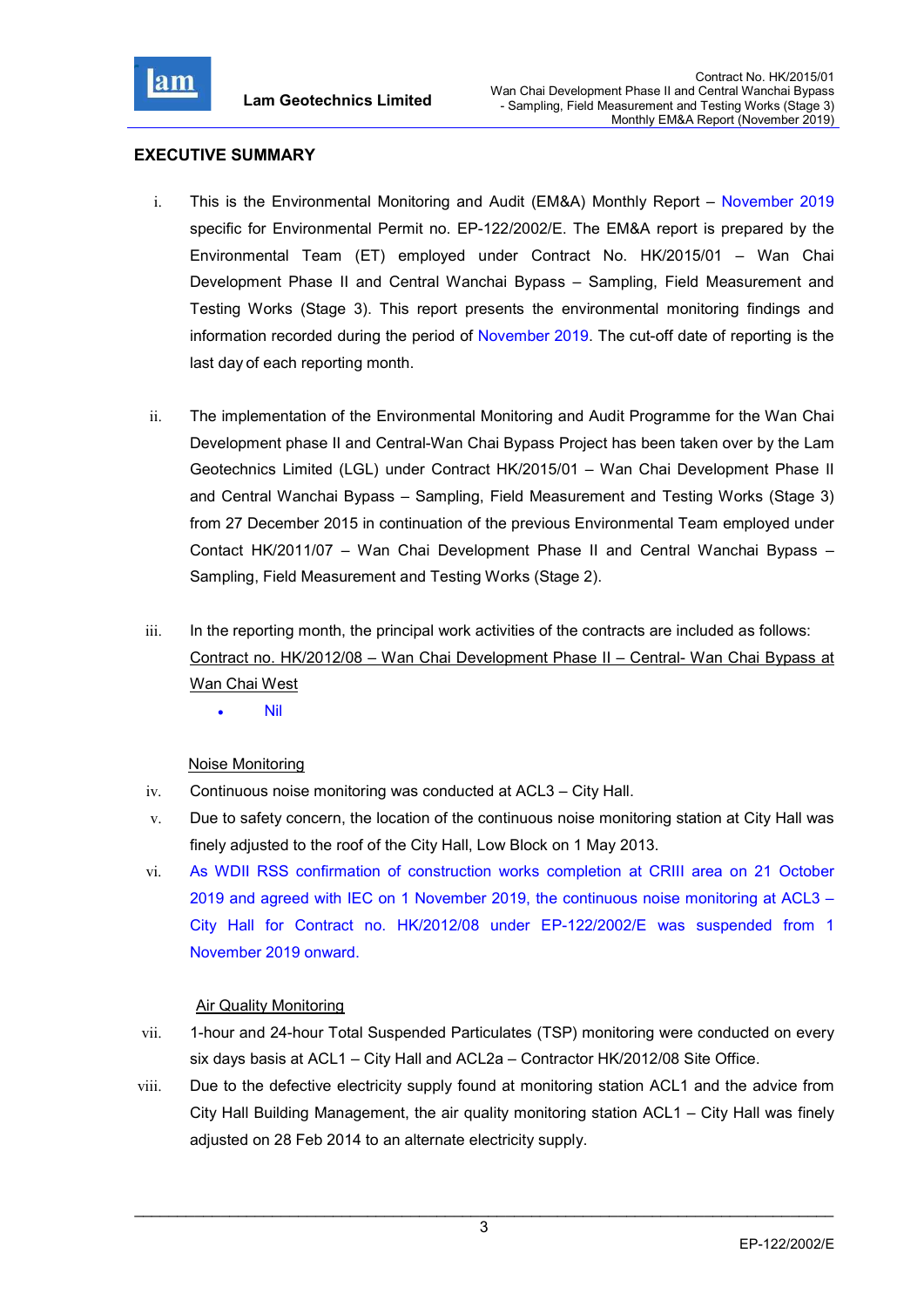## EXECUTIVE SUMMARY

i. This is the Environmental Monitoring and Audit (EM&A) Monthly Report – November 2019 specific for Environmental Permit no. EP-122/2002/E. The EM&A report is prepared by the Environmental Team (ET) employed under Contract No. HK/2015/01 – Wan Chai Development Phase II and Central Wanchai Bypass – Sampling, Field Measurement and Testing Works (Stage 3). This report presents the environmental monitoring findings and information recorded during the period of November 2019. The cut-off date of reporting is the last day of each reporting month.

ii. The implementation of the Environmental Monitoring and Audit Programme for the Wan Chai Development phase II and Central-Wan Chai Bypass Project has been taken over by the Lam Geotechnics Limited (LGL) under Contract HK/2015/01 – Wan Chai Development Phase II and Central Wanchai Bypass – Sampling, Field Measurement and Testing Works (Stage 3) from 27 December 2015 in continuation of the previous Environmental Team employed under Contact HK/2011/07 – Wan Chai Development Phase II and Central Wanchai Bypass – Sampling, Field Measurement and Testing Works (Stage 2).

iii. In the reporting month, the principal work activities of the contracts are included as follows:

<u>Contract no. HK/2012/08 – Wan Chai Development Phase II – Central- Wan Chai Bypass at Wan Chai West</u>

- Nil

<u>Noise Monitoring</u>

iv. Continuous noise monitoring was conducted at ACL3 – City Hall.

v. Due to safety concern, the location of the continuous noise monitoring station at City Hall was finely adjusted to the roof of the City Hall, Low Block on 1 May 2013.

vi. As WDII RSS confirmation of construction works completion at CRIII area on 21 October 2019 and agreed with IEC on 1 November 2019, the continuous noise monitoring at ACL3 – City Hall for Contract no. HK/2012/08 under EP-122/2002/E was suspended from 1 November 2019 onward.

<u>Air Quality Monitoring</u>

vii. 1-hour and 24-hour Total Suspended Particulates (TSP) monitoring were conducted on every six days basis at ACL1 – City Hall and ACL2a – Contractor HK/2012/08 Site Office.

viii. Due to the defective electricity supply found at monitoring station ACL1 and the advice from City Hall Building Management, the air quality monitoring station ACL1 – City Hall was finely adjusted on 28 Feb 2014 to an alternate electricity supply.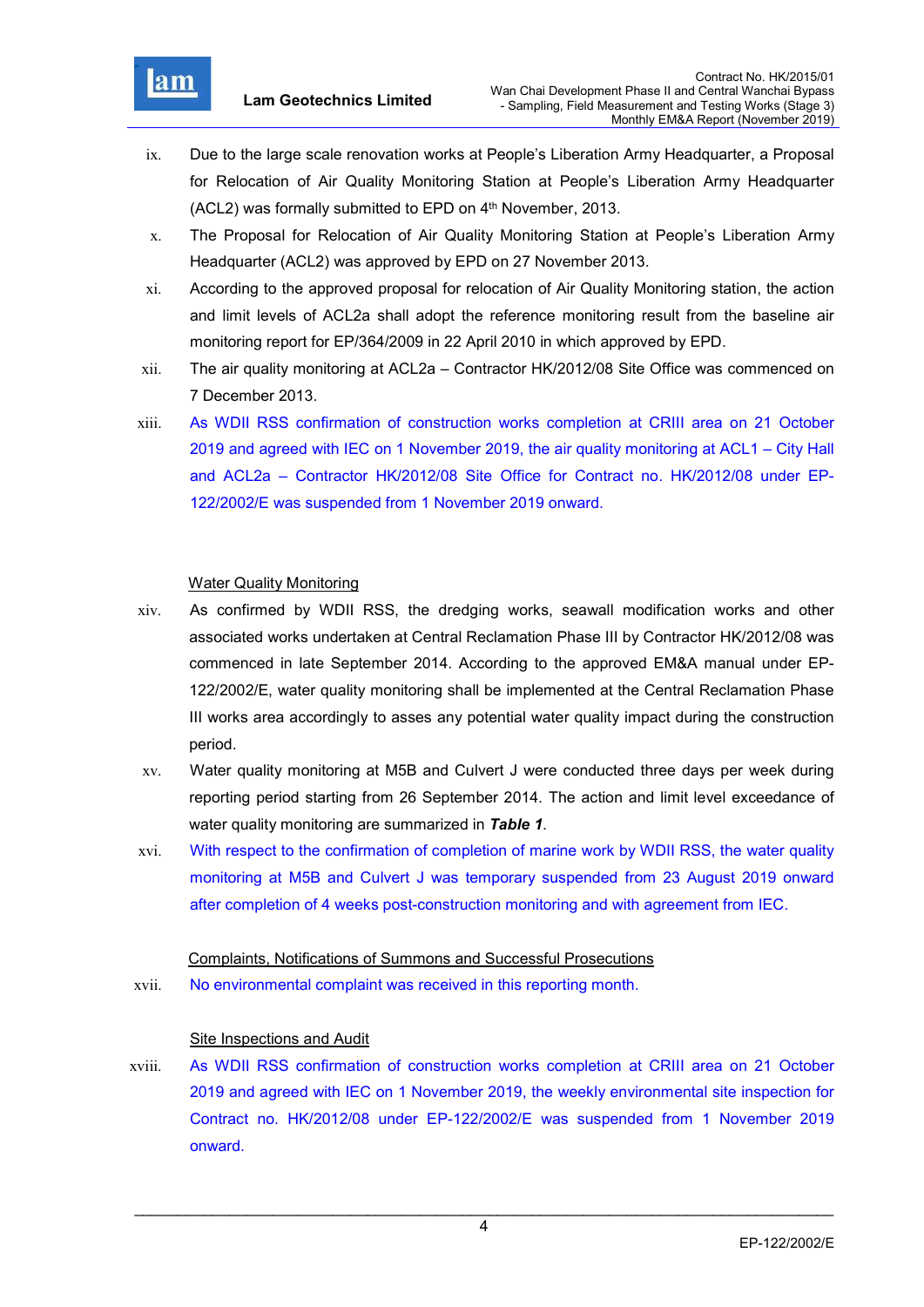ix. Due to the large scale renovation works at People's Liberation Army Headquarter, a Proposal for Relocation of Air Quality Monitoring Station at People's Liberation Army Headquarter (ACL2) was formally submitted to EPD on 4th November, 2013.

x. The Proposal for Relocation of Air Quality Monitoring Station at People's Liberation Army Headquarter (ACL2) was approved by EPD on 27 November 2013.

xi. According to the approved proposal for relocation of Air Quality Monitoring station, the action and limit levels of ACL2a shall adopt the reference monitoring result from the baseline air monitoring report for EP/364/2009 in 22 April 2010 in which approved by EPD.

xii. The air quality monitoring at ACL2a – Contractor HK/2012/08 Site Office was commenced on 7 December 2013.

xiii. As WDII RSS confirmation of construction works completion at CRIII area on 21 October 2019 and agreed with IEC on 1 November 2019, the air quality monitoring at ACL1 – City Hall and ACL2a – Contractor HK/2012/08 Site Office for Contract no. HK/2012/08 under EP-122/2002/E was suspended from 1 November 2019 onward.

Water Quality Monitoring

xiv. As confirmed by WDII RSS, the dredging works, seawall modification works and other associated works undertaken at Central Reclamation Phase III by Contractor HK/2012/08 was commenced in late September 2014. According to the approved EM&A manual under EP-122/2002/E, water quality monitoring shall be implemented at the Central Reclamation Phase III works area accordingly to asses any potential water quality impact during the construction period.

xv. Water quality monitoring at M5B and Culvert J were conducted three days per week during reporting period starting from 26 September 2014. The action and limit level exceedance of water quality monitoring are summarized in ***Table 1***.

xvi. With respect to the confirmation of completion of marine work by WDII RSS, the water quality monitoring at M5B and Culvert J was temporary suspended from 23 August 2019 onward after completion of 4 weeks post-construction monitoring and with agreement from IEC.

Complaints, Notifications of Summons and Successful Prosecutions

xvii. No environmental complaint was received in this reporting month.

Site Inspections and Audit

xviii. As WDII RSS confirmation of construction works completion at CRIII area on 21 October 2019 and agreed with IEC on 1 November 2019, the weekly environmental site inspection for Contract no. HK/2012/08 under EP-122/2002/E was suspended from 1 November 2019 onward.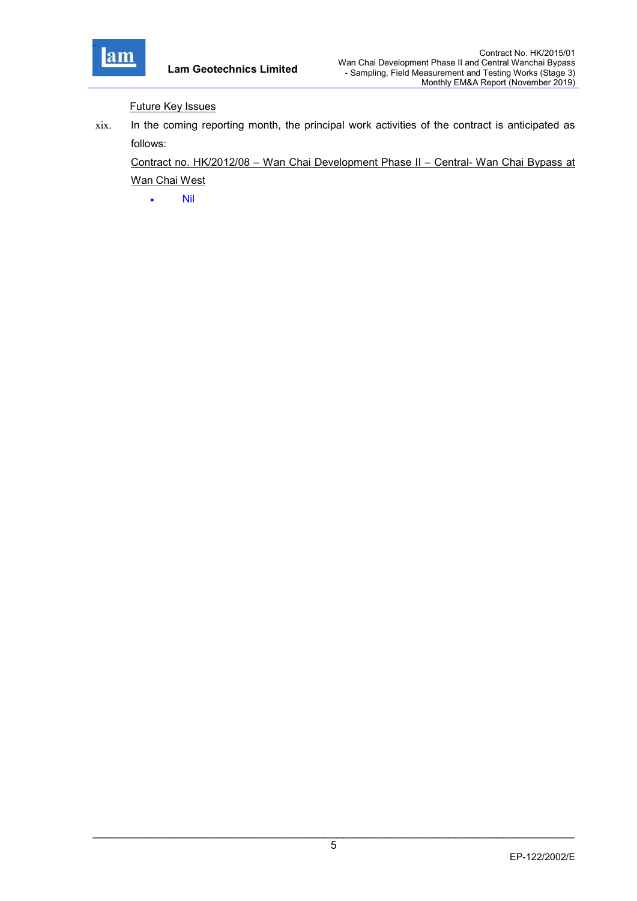<u>Future Key Issues</u>

xix. In the coming reporting month, the principal work activities of the contract is anticipated as follows:

<u>Contract no. HK/2012/08 – Wan Chai Development Phase II – Central- Wan Chai Bypass at Wan Chai West</u>

- Nil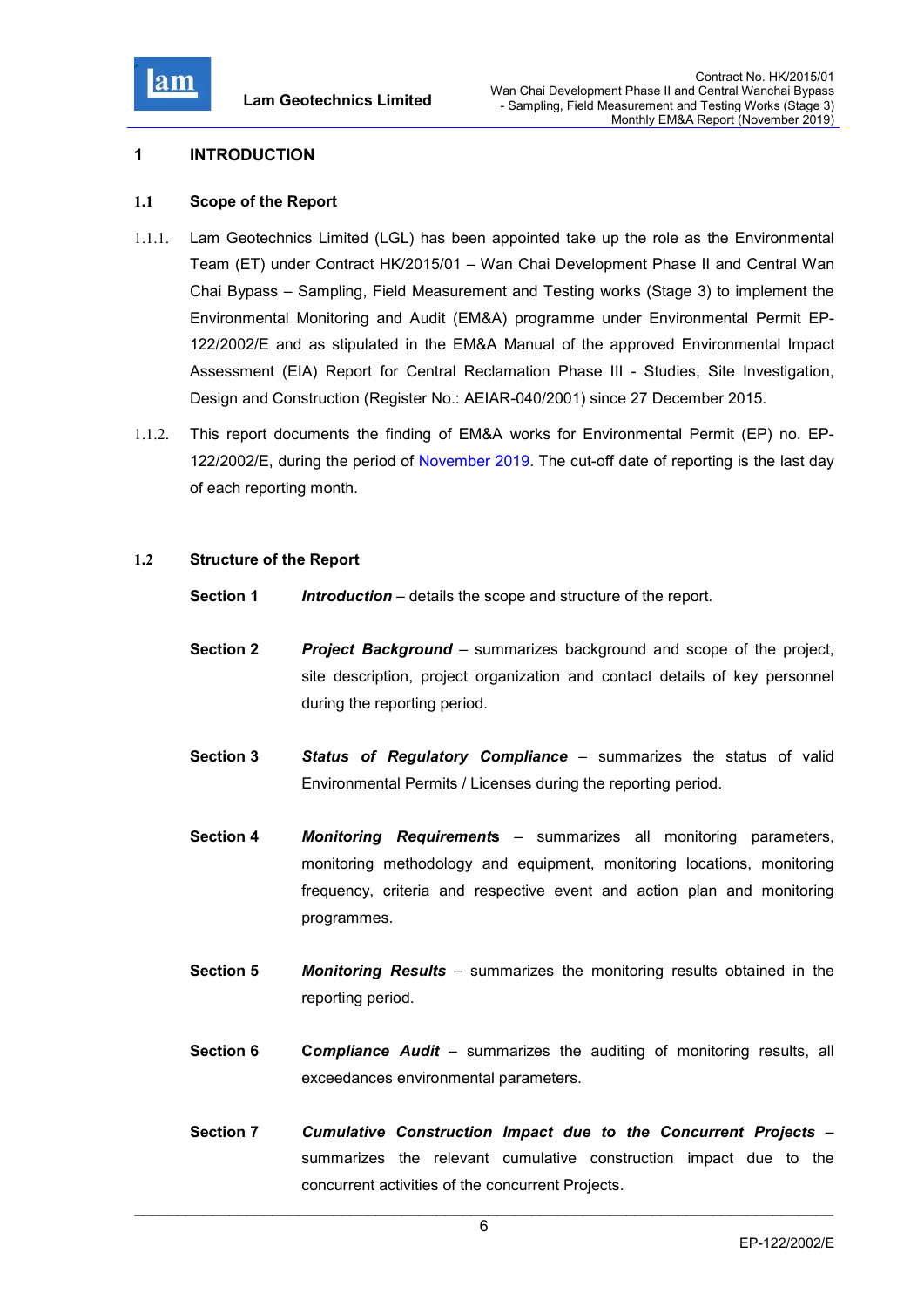# 1 INTRODUCTION

## 1.1 Scope of the Report

1.1.1. Lam Geotechnics Limited (LGL) has been appointed take up the role as the Environmental Team (ET) under Contract HK/2015/01 – Wan Chai Development Phase II and Central Wan Chai Bypass – Sampling, Field Measurement and Testing works (Stage 3) to implement the Environmental Monitoring and Audit (EM&A) programme under Environmental Permit EP-122/2002/E and as stipulated in the EM&A Manual of the approved Environmental Impact Assessment (EIA) Report for Central Reclamation Phase III - Studies, Site Investigation, Design and Construction (Register No.: AEIAR-040/2001) since 27 December 2015.

1.1.2. This report documents the finding of EM&A works for Environmental Permit (EP) no. EP-122/2002/E, during the period of November 2019. The cut-off date of reporting is the last day of each reporting month.

## 1.2 Structure of the Report

**Section 1** ***Introduction*** – details the scope and structure of the report.

**Section 2** ***Project Background*** – summarizes background and scope of the project, site description, project organization and contact details of key personnel during the reporting period.

**Section 3** ***Status of Regulatory Compliance*** – summarizes the status of valid Environmental Permits / Licenses during the reporting period.

**Section 4** ***Monitoring Requirements*** – summarizes all monitoring parameters, monitoring methodology and equipment, monitoring locations, monitoring frequency, criteria and respective event and action plan and monitoring programmes.

**Section 5** ***Monitoring Results*** – summarizes the monitoring results obtained in the reporting period.

**Section 6** ***Compliance Audit*** – summarizes the auditing of monitoring results, all exceedances environmental parameters.

**Section 7** ***Cumulative Construction Impact due to the Concurrent Projects*** – summarizes the relevant cumulative construction impact due to the concurrent activities of the concurrent Projects.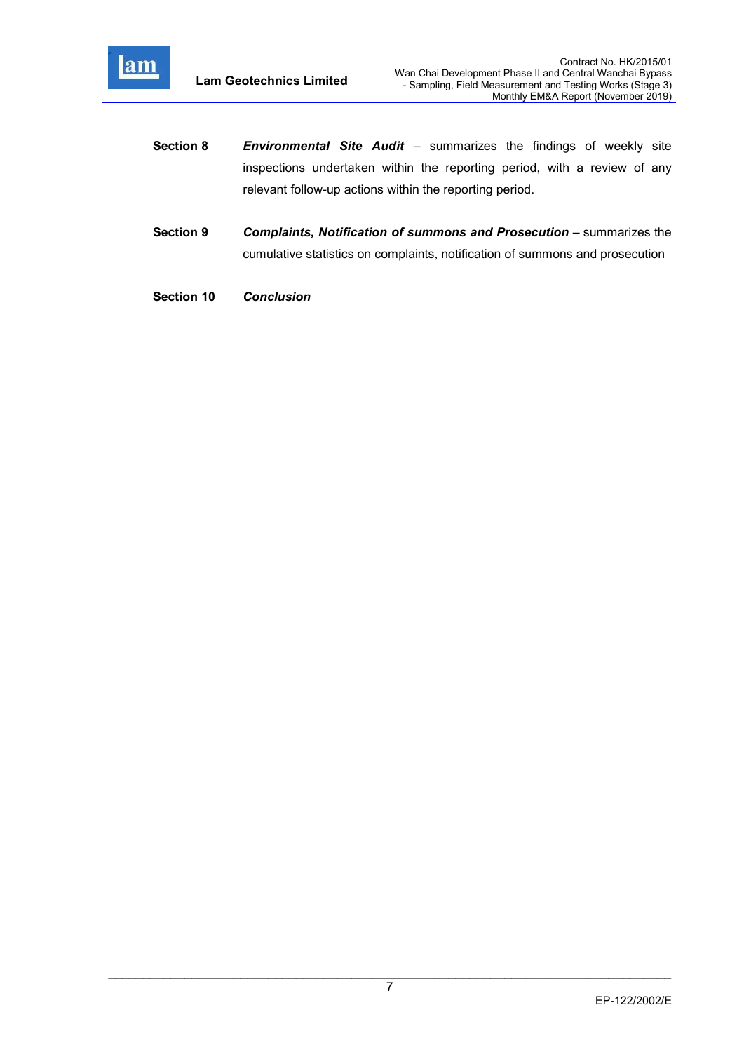**Section 8** ***Environmental Site Audit*** – summarizes the findings of weekly site inspections undertaken within the reporting period, with a review of any relevant follow-up actions within the reporting period.

**Section 9** ***Complaints, Notification of summons and Prosecution*** – summarizes the cumulative statistics on complaints, notification of summons and prosecution

**Section 10** ***Conclusion***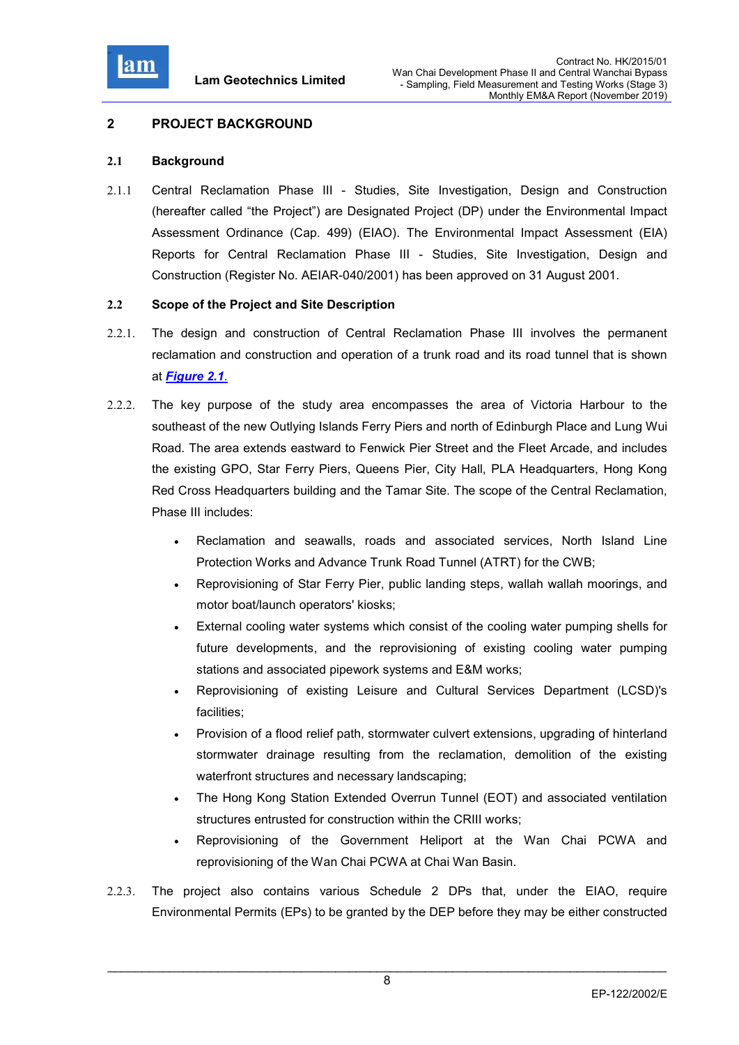## 2 PROJECT BACKGROUND

### 2.1 Background

2.1.1 Central Reclamation Phase III - Studies, Site Investigation, Design and Construction (hereafter called "the Project") are Designated Project (DP) under the Environmental Impact Assessment Ordinance (Cap. 499) (EIAO). The Environmental Impact Assessment (EIA) Reports for Central Reclamation Phase III - Studies, Site Investigation, Design and Construction (Register No. AEIAR-040/2001) has been approved on 31 August 2001.

### 2.2 Scope of the Project and Site Description

2.2.1. The design and construction of Central Reclamation Phase III involves the permanent reclamation and construction and operation of a trunk road and its road tunnel that is shown at ***Figure 2.1***.

2.2.2. The key purpose of the study area encompasses the area of Victoria Harbour to the southeast of the new Outlying Islands Ferry Piers and north of Edinburgh Place and Lung Wui Road. The area extends eastward to Fenwick Pier Street and the Fleet Arcade, and includes the existing GPO, Star Ferry Piers, Queens Pier, City Hall, PLA Headquarters, Hong Kong Red Cross Headquarters building and the Tamar Site. The scope of the Central Reclamation, Phase III includes:

- Reclamation and seawalls, roads and associated services, North Island Line Protection Works and Advance Trunk Road Tunnel (ATRT) for the CWB;
- Reprovisioning of Star Ferry Pier, public landing steps, wallah wallah moorings, and motor boat/launch operators' kiosks;
- External cooling water systems which consist of the cooling water pumping shells for future developments, and the reprovisioning of existing cooling water pumping stations and associated pipework systems and E&M works;
- Reprovisioning of existing Leisure and Cultural Services Department (LCSD)'s facilities;
- Provision of a flood relief path, stormwater culvert extensions, upgrading of hinterland stormwater drainage resulting from the reclamation, demolition of the existing waterfront structures and necessary landscaping;
- The Hong Kong Station Extended Overrun Tunnel (EOT) and associated ventilation structures entrusted for construction within the CRIII works;
- Reprovisioning of the Government Heliport at the Wan Chai PCWA and reprovisioning of the Wan Chai PCWA at Chai Wan Basin.

2.2.3. The project also contains various Schedule 2 DPs that, under the EIAO, require Environmental Permits (EPs) to be granted by the DEP before they may be either constructed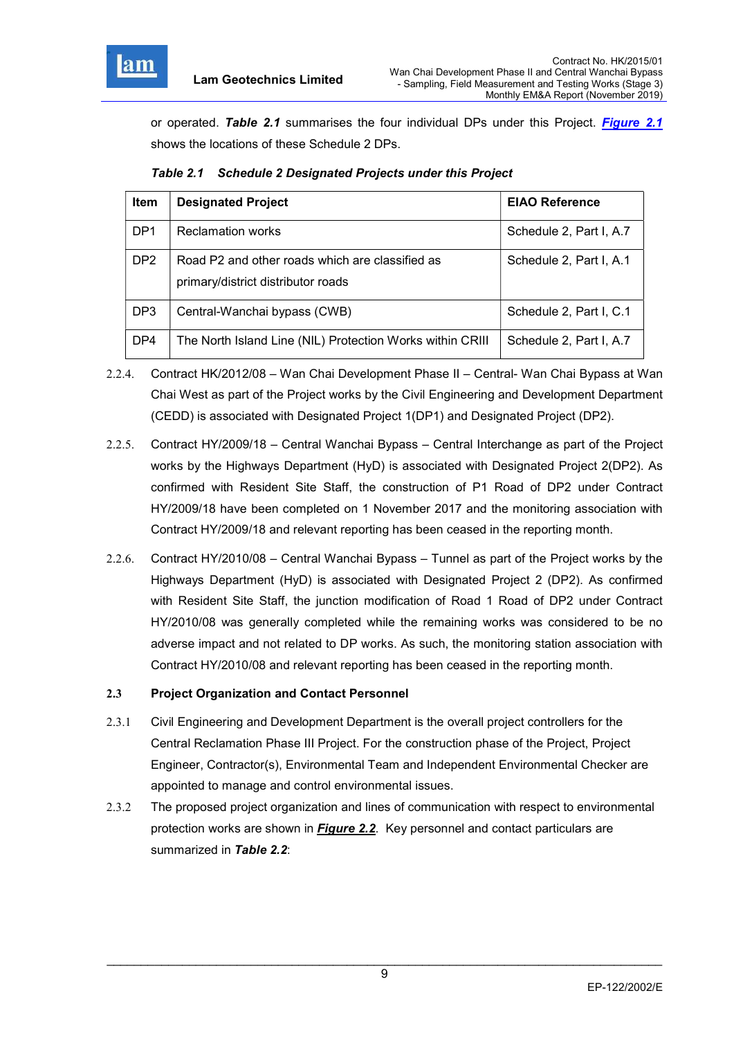or operated. ***Table 2.1*** summarises the four individual DPs under this Project. ***Figure 2.1*** shows the locations of these Schedule 2 DPs.

***Table 2.1 Schedule 2 Designated Projects under this Project***

| Item | Designated Project | EIAO Reference |
|---|---|---|
| DP1 | Reclamation works | Schedule 2, Part I, A.7 |
| DP2 | Road P2 and other roads which are classified as primary/district distributor roads | Schedule 2, Part I, A.1 |
| DP3 | Central-Wanchai bypass (CWB) | Schedule 2, Part I, C.1 |
| DP4 | The North Island Line (NIL) Protection Works within CRIII | Schedule 2, Part I, A.7 |

2.2.4. Contract HK/2012/08 – Wan Chai Development Phase II – Central- Wan Chai Bypass at Wan Chai West as part of the Project works by the Civil Engineering and Development Department (CEDD) is associated with Designated Project 1(DP1) and Designated Project (DP2).

2.2.5. Contract HY/2009/18 – Central Wanchai Bypass – Central Interchange as part of the Project works by the Highways Department (HyD) is associated with Designated Project 2(DP2). As confirmed with Resident Site Staff, the construction of P1 Road of DP2 under Contract HY/2009/18 have been completed on 1 November 2017 and the monitoring association with Contract HY/2009/18 and relevant reporting has been ceased in the reporting month.

2.2.6. Contract HY/2010/08 – Central Wanchai Bypass – Tunnel as part of the Project works by the Highways Department (HyD) is associated with Designated Project 2 (DP2). As confirmed with Resident Site Staff, the junction modification of Road 1 Road of DP2 under Contract HY/2010/08 was generally completed while the remaining works was considered to be no adverse impact and not related to DP works. As such, the monitoring station association with Contract HY/2010/08 and relevant reporting has been ceased in the reporting month.

## 2.3 Project Organization and Contact Personnel

2.3.1 Civil Engineering and Development Department is the overall project controllers for the Central Reclamation Phase III Project. For the construction phase of the Project, Project Engineer, Contractor(s), Environmental Team and Independent Environmental Checker are appointed to manage and control environmental issues.

2.3.2 The proposed project organization and lines of communication with respect to environmental protection works are shown in ***Figure 2.2***. Key personnel and contact particulars are summarized in ***Table 2.2***: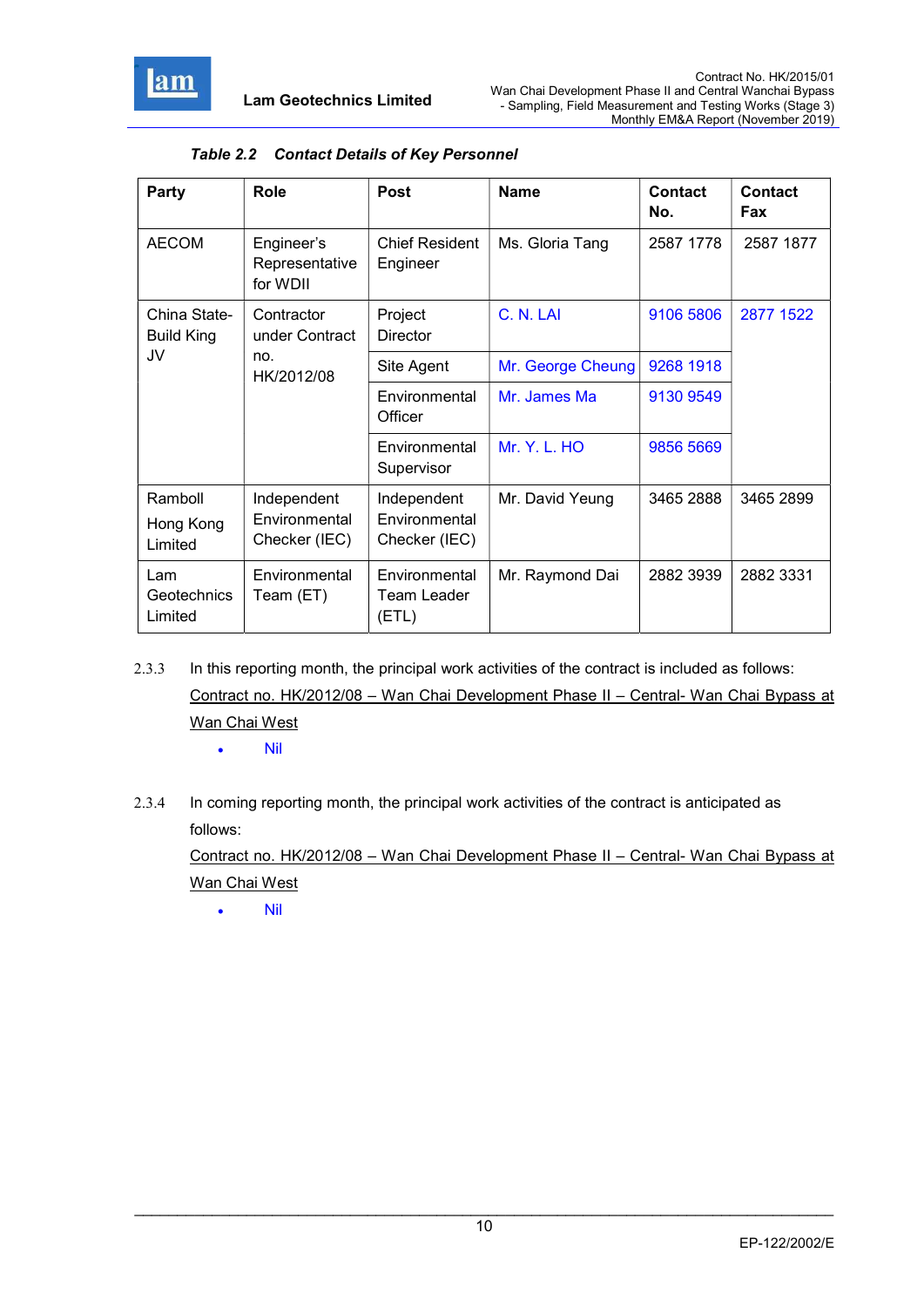*Table 2.2 Contact Details of Key Personnel*

| Party | Role | Post | Name | Contact No. | Contact Fax |
|---|---|---|---|---|---|
| AECOM | Engineer's Representative for WDII | Chief Resident Engineer | Ms. Gloria Tang | 2587 1778 | 2587 1877 |
| China State-Build King JV | Contractor under Contract no. HK/2012/08 | Project Director | C. N. LAI | 9106 5806 | 2877 1522 |
| | | Site Agent | Mr. George Cheung | 9268 1918 | |
| | | Environmental Officer | Mr. James Ma | 9130 9549 | |
| | | Environmental Supervisor | Mr. Y. L. HO | 9856 5669 | |
| Ramboll Hong Kong Limited | Independent Environmental Checker (IEC) | Independent Environmental Checker (IEC) | Mr. David Yeung | 3465 2888 | 3465 2899 |
| Lam Geotechnics Limited | Environmental Team (ET) | Environmental Team Leader (ETL) | Mr. Raymond Dai | 2882 3939 | 2882 3331 |

2.3.3 In this reporting month, the principal work activities of the contract is included as follows:

Contract no. HK/2012/08 – Wan Chai Development Phase II – Central- Wan Chai Bypass at Wan Chai West

- Nil

2.3.4 In coming reporting month, the principal work activities of the contract is anticipated as follows:

Contract no. HK/2012/08 – Wan Chai Development Phase II – Central- Wan Chai Bypass at Wan Chai West

- Nil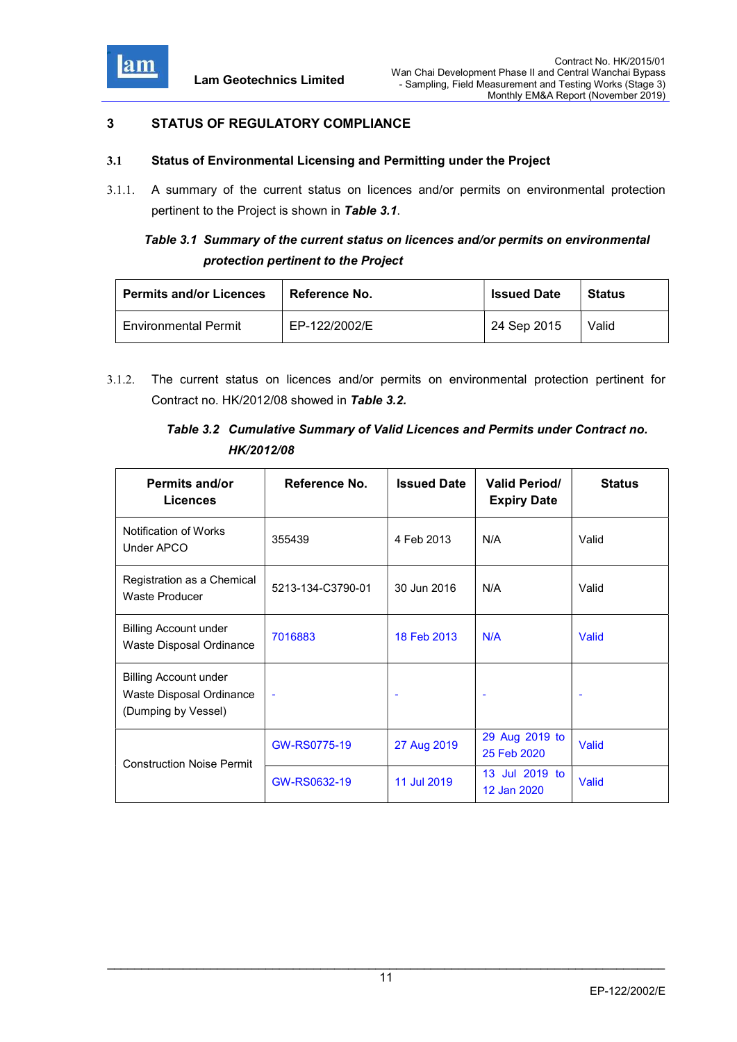## 3 STATUS OF REGULATORY COMPLIANCE

### 3.1 Status of Environmental Licensing and Permitting under the Project

3.1.1. A summary of the current status on licences and/or permits on environmental protection pertinent to the Project is shown in ***Table 3.1***.

***Table 3.1 Summary of the current status on licences and/or permits on environmental protection pertinent to the Project***

| Permits and/or Licences | Reference No. | Issued Date | Status |
|---|---|---|---|
| Environmental Permit | EP-122/2002/E | 24 Sep 2015 | Valid |

3.1.2. The current status on licences and/or permits on environmental protection pertinent for Contract no. HK/2012/08 showed in ***Table 3.2.***

***Table 3.2 Cumulative Summary of Valid Licences and Permits under Contract no. HK/2012/08***

| Permits and/or Licences | Reference No. | Issued Date | Valid Period/ Expiry Date | Status |
|---|---|---|---|---|
| Notification of Works Under APCO | 355439 | 4 Feb 2013 | N/A | Valid |
| Registration as a Chemical Waste Producer | 5213-134-C3790-01 | 30 Jun 2016 | N/A | Valid |
| Billing Account under Waste Disposal Ordinance | 7016883 | 18 Feb 2013 | N/A | Valid |
| Billing Account under Waste Disposal Ordinance (Dumping by Vessel) | - | - | - | - |
| Construction Noise Permit | GW-RS0775-19 | 27 Aug 2019 | 29 Aug 2019 to 25 Feb 2020 | Valid |
| | GW-RS0632-19 | 11 Jul 2019 | 13 Jul 2019 to 12 Jan 2020 | Valid |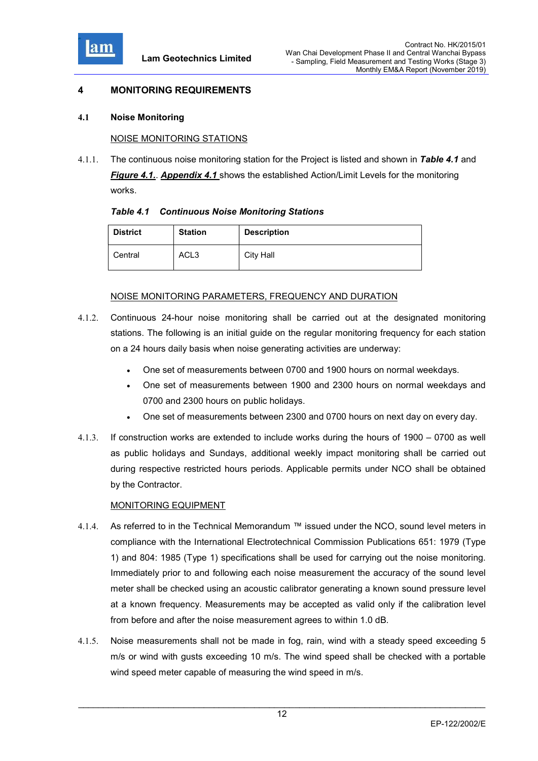# 4 MONITORING REQUIREMENTS

## 4.1 Noise Monitoring

NOISE MONITORING STATIONS

4.1.1. The continuous noise monitoring station for the Project is listed and shown in ***Table 4.1*** and ***Figure 4.1.***. ***Appendix 4.1*** shows the established Action/Limit Levels for the monitoring works.

***Table 4.1 Continuous Noise Monitoring Stations***

| District | Station | Description |
|---|---|---|
| Central | ACL3 | City Hall |

NOISE MONITORING PARAMETERS, FREQUENCY AND DURATION

4.1.2. Continuous 24-hour noise monitoring shall be carried out at the designated monitoring stations. The following is an initial guide on the regular monitoring frequency for each station on a 24 hours daily basis when noise generating activities are underway:

- One set of measurements between 0700 and 1900 hours on normal weekdays.
- One set of measurements between 1900 and 2300 hours on normal weekdays and 0700 and 2300 hours on public holidays.
- One set of measurements between 2300 and 0700 hours on next day on every day.

4.1.3. If construction works are extended to include works during the hours of 1900 – 0700 as well as public holidays and Sundays, additional weekly impact monitoring shall be carried out during respective restricted hours periods. Applicable permits under NCO shall be obtained by the Contractor.

MONITORING EQUIPMENT

4.1.4. As referred to in the Technical Memorandum ™ issued under the NCO, sound level meters in compliance with the International Electrotechnical Commission Publications 651: 1979 (Type 1) and 804: 1985 (Type 1) specifications shall be used for carrying out the noise monitoring. Immediately prior to and following each noise measurement the accuracy of the sound level meter shall be checked using an acoustic calibrator generating a known sound pressure level at a known frequency. Measurements may be accepted as valid only if the calibration level from before and after the noise measurement agrees to within 1.0 dB.

4.1.5. Noise measurements shall not be made in fog, rain, wind with a steady speed exceeding 5 m/s or wind with gusts exceeding 10 m/s. The wind speed shall be checked with a portable wind speed meter capable of measuring the wind speed in m/s.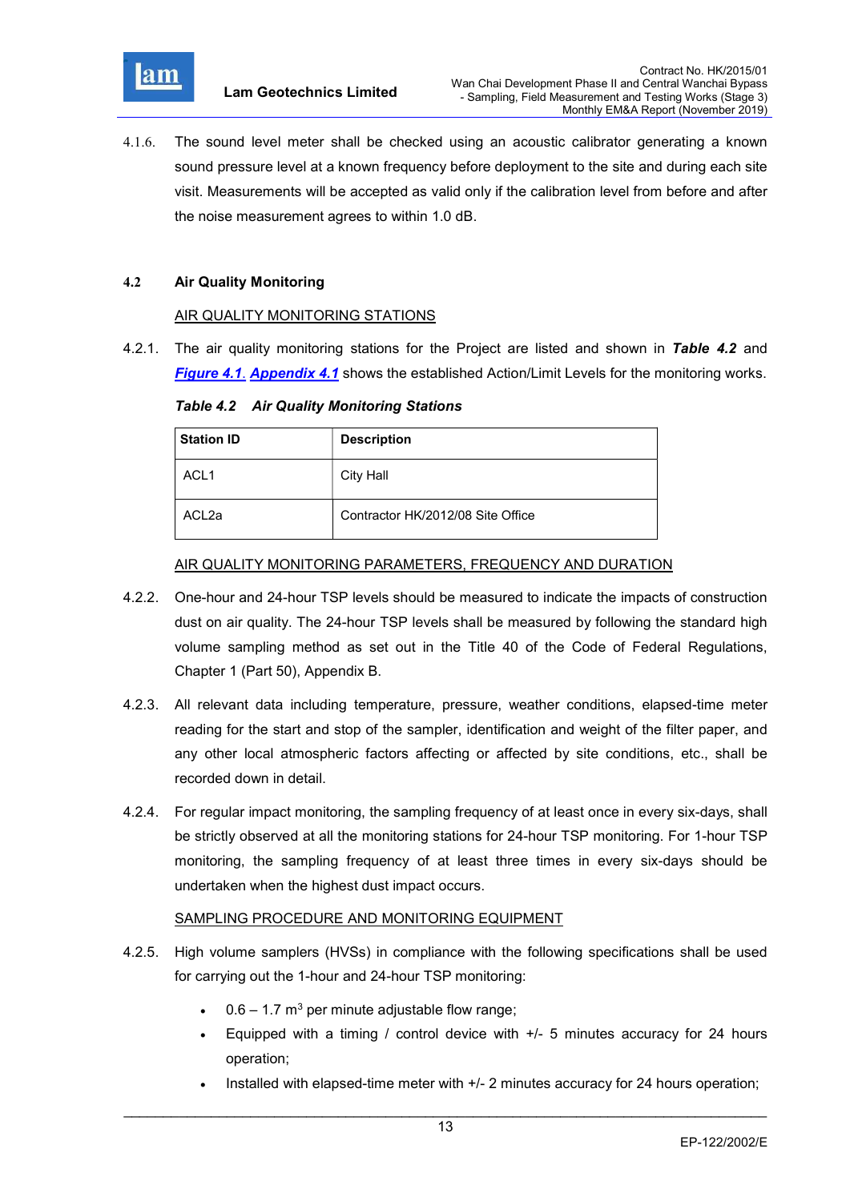4.1.6. The sound level meter shall be checked using an acoustic calibrator generating a known sound pressure level at a known frequency before deployment to the site and during each site visit. Measurements will be accepted as valid only if the calibration level from before and after the noise measurement agrees to within 1.0 dB.

## 4.2 Air Quality Monitoring

AIR QUALITY MONITORING STATIONS

4.2.1. The air quality monitoring stations for the Project are listed and shown in ***Table 4.2*** and ***Figure 4.1***. ***Appendix 4.1*** shows the established Action/Limit Levels for the monitoring works.

***Table 4.2 Air Quality Monitoring Stations***

| Station ID | Description |
|---|---|
| ACL1 | City Hall |
| ACL2a | Contractor HK/2012/08 Site Office |

AIR QUALITY MONITORING PARAMETERS, FREQUENCY AND DURATION

4.2.2. One-hour and 24-hour TSP levels should be measured to indicate the impacts of construction dust on air quality. The 24-hour TSP levels shall be measured by following the standard high volume sampling method as set out in the Title 40 of the Code of Federal Regulations, Chapter 1 (Part 50), Appendix B.

4.2.3. All relevant data including temperature, pressure, weather conditions, elapsed-time meter reading for the start and stop of the sampler, identification and weight of the filter paper, and any other local atmospheric factors affecting or affected by site conditions, etc., shall be recorded down in detail.

4.2.4. For regular impact monitoring, the sampling frequency of at least once in every six-days, shall be strictly observed at all the monitoring stations for 24-hour TSP monitoring. For 1-hour TSP monitoring, the sampling frequency of at least three times in every six-days should be undertaken when the highest dust impact occurs.

SAMPLING PROCEDURE AND MONITORING EQUIPMENT

4.2.5. High volume samplers (HVSs) in compliance with the following specifications shall be used for carrying out the 1-hour and 24-hour TSP monitoring:

- 0.6 – 1.7 $m^3$ per minute adjustable flow range;
- Equipped with a timing / control device with +/- 5 minutes accuracy for 24 hours operation;
- Installed with elapsed-time meter with +/- 2 minutes accuracy for 24 hours operation;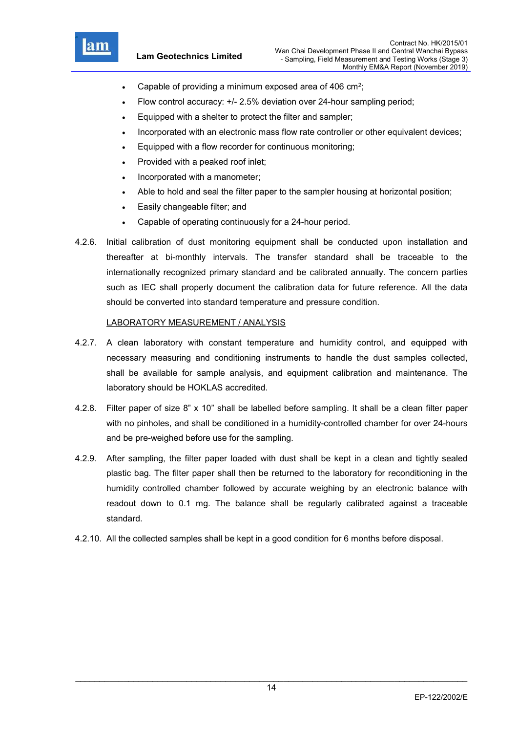- Capable of providing a minimum exposed area of 406 $cm^2$;
- Flow control accuracy: +/- 2.5% deviation over 24-hour sampling period;
- Equipped with a shelter to protect the filter and sampler;
- Incorporated with an electronic mass flow rate controller or other equivalent devices;
- Equipped with a flow recorder for continuous monitoring;
- Provided with a peaked roof inlet;
- Incorporated with a manometer;
- Able to hold and seal the filter paper to the sampler housing at horizontal position;
- Easily changeable filter; and
- Capable of operating continuously for a 24-hour period.

4.2.6. Initial calibration of dust monitoring equipment shall be conducted upon installation and thereafter at bi-monthly intervals. The transfer standard shall be traceable to the internationally recognized primary standard and be calibrated annually. The concern parties such as IEC shall properly document the calibration data for future reference. All the data should be converted into standard temperature and pressure condition.

<u>LABORATORY MEASUREMENT / ANALYSIS</u>

4.2.7. A clean laboratory with constant temperature and humidity control, and equipped with necessary measuring and conditioning instruments to handle the dust samples collected, shall be available for sample analysis, and equipment calibration and maintenance. The laboratory should be HOKLAS accredited.

4.2.8. Filter paper of size 8" x 10" shall be labelled before sampling. It shall be a clean filter paper with no pinholes, and shall be conditioned in a humidity-controlled chamber for over 24-hours and be pre-weighed before use for the sampling.

4.2.9. After sampling, the filter paper loaded with dust shall be kept in a clean and tightly sealed plastic bag. The filter paper shall then be returned to the laboratory for reconditioning in the humidity controlled chamber followed by accurate weighing by an electronic balance with readout down to 0.1 mg. The balance shall be regularly calibrated against a traceable standard.

4.2.10. All the collected samples shall be kept in a good condition for 6 months before disposal.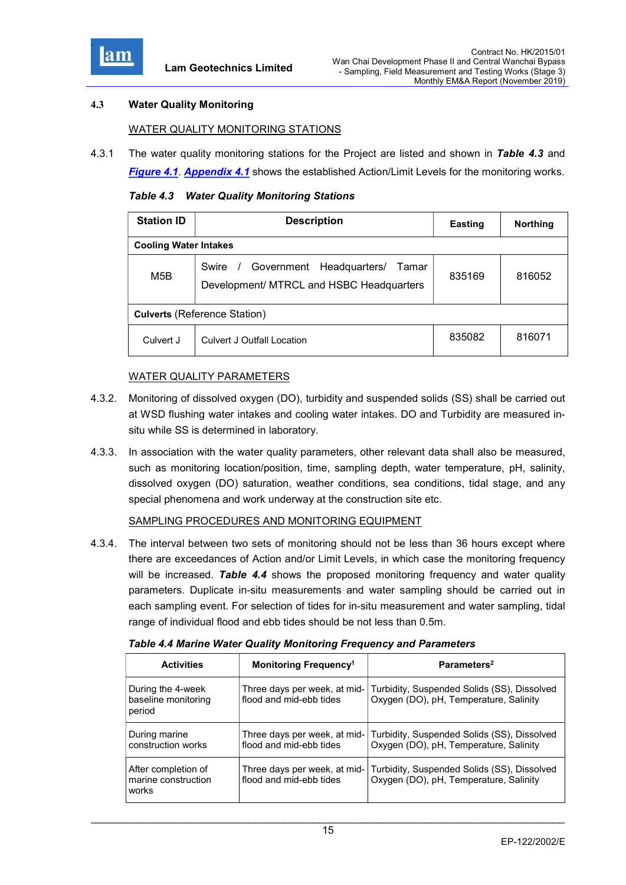### 4.3 Water Quality Monitoring

WATER QUALITY MONITORING STATIONS

4.3.1 The water quality monitoring stations for the Project are listed and shown in ***Table 4.3*** and ***Figure 4.1***. ***Appendix 4.1*** shows the established Action/Limit Levels for the monitoring works.

***Table 4.3 Water Quality Monitoring Stations***

| Station ID | Description | Easting | Northing |
|---|---|---|---|
| **Cooling Water Intakes** | | | |
| M5B | Swire / Government Headquarters/ Tamar Development/ MTRCL and HSBC Headquarters | 835169 | 816052 |
| **Culverts** (Reference Station) | | | |
| Culvert J | Culvert J Outfall Location | 835082 | 816071 |

WATER QUALITY PARAMETERS

4.3.2. Monitoring of dissolved oxygen (DO), turbidity and suspended solids (SS) shall be carried out at WSD flushing water intakes and cooling water intakes. DO and Turbidity are measured in-situ while SS is determined in laboratory.

4.3.3. In association with the water quality parameters, other relevant data shall also be measured, such as monitoring location/position, time, sampling depth, water temperature, pH, salinity, dissolved oxygen (DO) saturation, weather conditions, sea conditions, tidal stage, and any special phenomena and work underway at the construction site etc.

SAMPLING PROCEDURES AND MONITORING EQUIPMENT

4.3.4. The interval between two sets of monitoring should not be less than 36 hours except where there are exceedances of Action and/or Limit Levels, in which case the monitoring frequency will be increased. ***Table 4.4*** shows the proposed monitoring frequency and water quality parameters. Duplicate in-situ measurements and water sampling should be carried out in each sampling event. For selection of tides for in-situ measurement and water sampling, tidal range of individual flood and ebb tides should be not less than 0.5m.

***Table 4.4 Marine Water Quality Monitoring Frequency and Parameters***

| Activities | Monitoring Frequency[1] | Parameters[2] |
|---|---|---|
| During the 4-week baseline monitoring period | Three days per week, at mid-flood and mid-ebb tides | Turbidity, Suspended Solids (SS), Dissolved Oxygen (DO), pH, Temperature, Salinity |
| During marine construction works | Three days per week, at mid-flood and mid-ebb tides | Turbidity, Suspended Solids (SS), Dissolved Oxygen (DO), pH, Temperature, Salinity |
| After completion of marine construction works | Three days per week, at mid-flood and mid-ebb tides | Turbidity, Suspended Solids (SS), Dissolved Oxygen (DO), pH, Temperature, Salinity |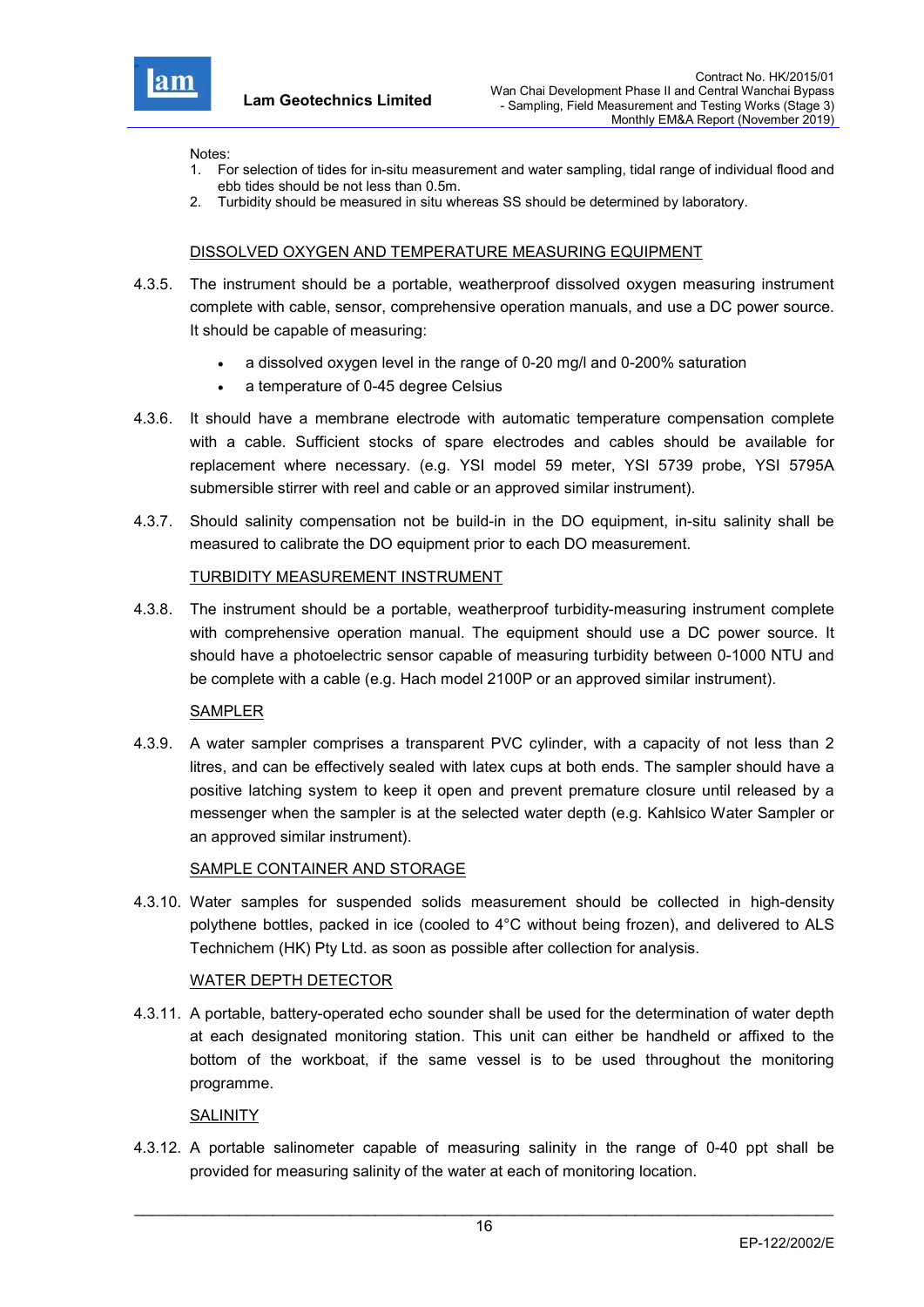Notes:

1. For selection of tides for in-situ measurement and water sampling, tidal range of individual flood and ebb tides should be not less than 0.5m.
2. Turbidity should be measured in situ whereas SS should be determined by laboratory.

DISSOLVED OXYGEN AND TEMPERATURE MEASURING EQUIPMENT

4.3.5. The instrument should be a portable, weatherproof dissolved oxygen measuring instrument complete with cable, sensor, comprehensive operation manuals, and use a DC power source. It should be capable of measuring:

- a dissolved oxygen level in the range of 0-20 mg/l and 0-200% saturation
- a temperature of 0-45 degree Celsius

4.3.6. It should have a membrane electrode with automatic temperature compensation complete with a cable. Sufficient stocks of spare electrodes and cables should be available for replacement where necessary. (e.g. YSI model 59 meter, YSI 5739 probe, YSI 5795A submersible stirrer with reel and cable or an approved similar instrument).

4.3.7. Should salinity compensation not be build-in in the DO equipment, in-situ salinity shall be measured to calibrate the DO equipment prior to each DO measurement.

TURBIDITY MEASUREMENT INSTRUMENT

4.3.8. The instrument should be a portable, weatherproof turbidity-measuring instrument complete with comprehensive operation manual. The equipment should use a DC power source. It should have a photoelectric sensor capable of measuring turbidity between 0-1000 NTU and be complete with a cable (e.g. Hach model 2100P or an approved similar instrument).

SAMPLER

4.3.9. A water sampler comprises a transparent PVC cylinder, with a capacity of not less than 2 litres, and can be effectively sealed with latex cups at both ends. The sampler should have a positive latching system to keep it open and prevent premature closure until released by a messenger when the sampler is at the selected water depth (e.g. Kahlsico Water Sampler or an approved similar instrument).

SAMPLE CONTAINER AND STORAGE

4.3.10. Water samples for suspended solids measurement should be collected in high-density polythene bottles, packed in ice (cooled to 4°C without being frozen), and delivered to ALS Technichem (HK) Pty Ltd. as soon as possible after collection for analysis.

WATER DEPTH DETECTOR

4.3.11. A portable, battery-operated echo sounder shall be used for the determination of water depth at each designated monitoring station. This unit can either be handheld or affixed to the bottom of the workboat, if the same vessel is to be used throughout the monitoring programme.

SALINITY

4.3.12. A portable salinometer capable of measuring salinity in the range of 0-40 ppt shall be provided for measuring salinity of the water at each monitoring location.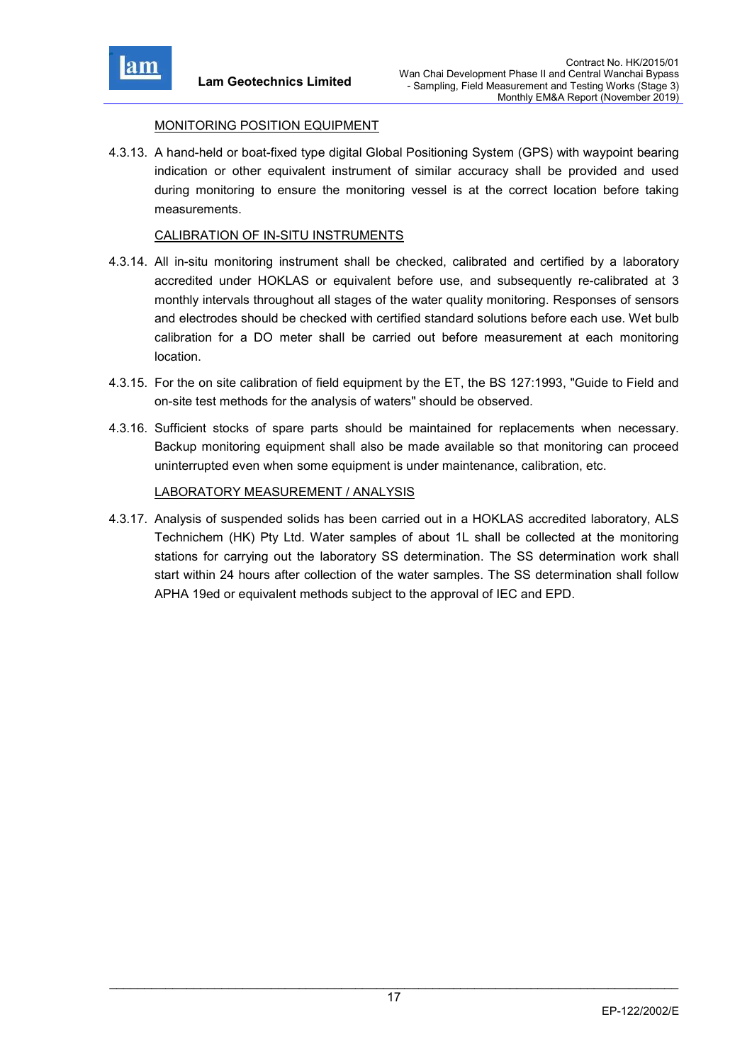MONITORING POSITION EQUIPMENT

4.3.13. A hand-held or boat-fixed type digital Global Positioning System (GPS) with waypoint bearing indication or other equivalent instrument of similar accuracy shall be provided and used during monitoring to ensure the monitoring vessel is at the correct location before taking measurements.

CALIBRATION OF IN-SITU INSTRUMENTS

4.3.14. All in-situ monitoring instrument shall be checked, calibrated and certified by a laboratory accredited under HOKLAS or equivalent before use, and subsequently re-calibrated at 3 monthly intervals throughout all stages of the water quality monitoring. Responses of sensors and electrodes should be checked with certified standard solutions before each use. Wet bulb calibration for a DO meter shall be carried out before measurement at each monitoring location.

4.3.15. For the on site calibration of field equipment by the ET, the BS 127:1993, "Guide to Field and on-site test methods for the analysis of waters" should be observed.

4.3.16. Sufficient stocks of spare parts should be maintained for replacements when necessary. Backup monitoring equipment shall also be made available so that monitoring can proceed uninterrupted even when some equipment is under maintenance, calibration, etc.

LABORATORY MEASUREMENT / ANALYSIS

4.3.17. Analysis of suspended solids has been carried out in a HOKLAS accredited laboratory, ALS Technichem (HK) Pty Ltd. Water samples of about 1L shall be collected at the monitoring stations for carrying out the laboratory SS determination. The SS determination work shall start within 24 hours after collection of the water samples. The SS determination shall follow APHA 19ed or equivalent methods subject to the approval of IEC and EPD.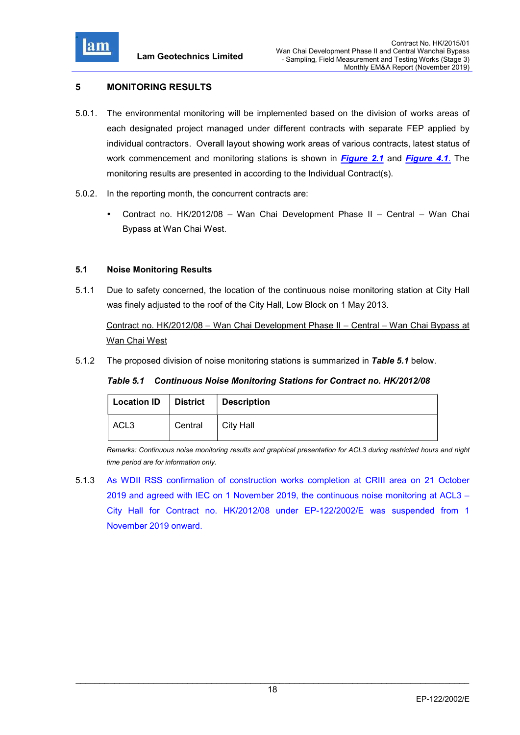## 5 MONITORING RESULTS

5.0.1. The environmental monitoring will be implemented based on the division of works areas of each designated project managed under different contracts with separate FEP applied by individual contractors. Overall layout showing work areas of various contracts, latest status of work commencement and monitoring stations is shown in ***Figure 2.1*** and ***Figure 4.1***. The monitoring results are presented in according to the Individual Contract(s).

5.0.2. In the reporting month, the concurrent contracts are:

- Contract no. HK/2012/08 – Wan Chai Development Phase II – Central – Wan Chai Bypass at Wan Chai West.

### 5.1 Noise Monitoring Results

5.1.1 Due to safety concerned, the location of the continuous noise monitoring station at City Hall was finely adjusted to the roof of the City Hall, Low Block on 1 May 2013.

Contract no. HK/2012/08 – Wan Chai Development Phase II – Central – Wan Chai Bypass at Wan Chai West

5.1.2 The proposed division of noise monitoring stations is summarized in ***Table 5.1*** below.

***Table 5.1 Continuous Noise Monitoring Stations for Contract no. HK/2012/08***

| Location ID | District | Description |
|---|---|---|
| ACL3 | Central | City Hall |

*Remarks: Continuous noise monitoring results and graphical presentation for ACL3 during restricted hours and night time period are for information only.*

5.1.3 As WDII RSS confirmation of construction works completion at CRIII area on 21 October 2019 and agreed with IEC on 1 November 2019, the continuous noise monitoring at ACL3 – City Hall for Contract no. HK/2012/08 under EP-122/2002/E was suspended from 1 November 2019 onward.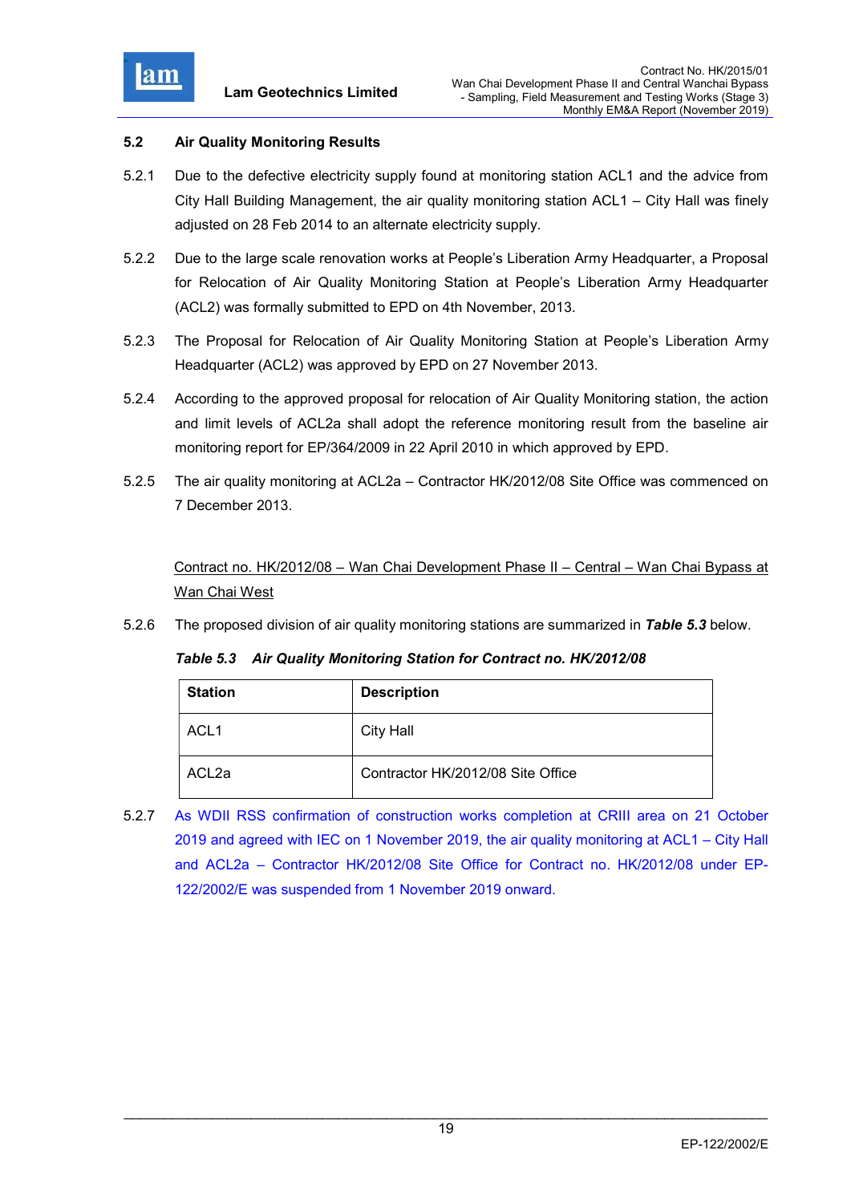## 5.2 Air Quality Monitoring Results

5.2.1 Due to the defective electricity supply found at monitoring station ACL1 and the advice from City Hall Building Management, the air quality monitoring station ACL1 – City Hall was finely adjusted on 28 Feb 2014 to an alternate electricity supply.

5.2.2 Due to the large scale renovation works at People's Liberation Army Headquarter, a Proposal for Relocation of Air Quality Monitoring Station at People's Liberation Army Headquarter (ACL2) was formally submitted to EPD on 4th November, 2013.

5.2.3 The Proposal for Relocation of Air Quality Monitoring Station at People's Liberation Army Headquarter (ACL2) was approved by EPD on 27 November 2013.

5.2.4 According to the approved proposal for relocation of Air Quality Monitoring station, the action and limit levels of ACL2a shall adopt the reference monitoring result from the baseline air monitoring report for EP/364/2009 in 22 April 2010 in which approved by EPD.

5.2.5 The air quality monitoring at ACL2a – Contractor HK/2012/08 Site Office was commenced on 7 December 2013.

<u>Contract no. HK/2012/08 – Wan Chai Development Phase II – Central – Wan Chai Bypass at Wan Chai West</u>

5.2.6 The proposed division of air quality monitoring stations are summarized in ***Table 5.3*** below.

***Table 5.3 Air Quality Monitoring Station for Contract no. HK/2012/08***

| Station | Description |
|---|---|
| ACL1 | City Hall |
| ACL2a | Contractor HK/2012/08 Site Office |

5.2.7 As WDII RSS confirmation of construction works completion at CRIII area on 21 October 2019 and agreed with IEC on 1 November 2019, the air quality monitoring at ACL1 – City Hall and ACL2a – Contractor HK/2012/08 Site Office for Contract no. HK/2012/08 under EP-122/2002/E was suspended from 1 November 2019 onward.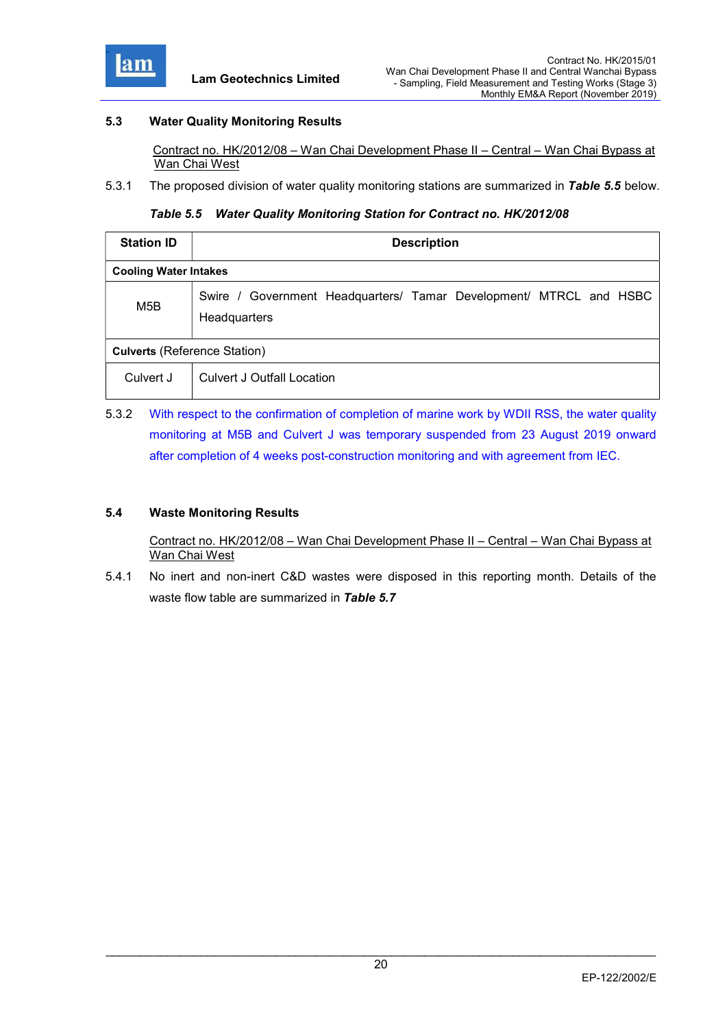## 5.3 Water Quality Monitoring Results

Contract no. HK/2012/08 – Wan Chai Development Phase II – Central – Wan Chai Bypass at Wan Chai West

5.3.1 The proposed division of water quality monitoring stations are summarized in ***Table 5.5*** below.

***Table 5.5 Water Quality Monitoring Station for Contract no. HK/2012/08***

| Station ID | Description |
|---|---|
| **Cooling Water Intakes** | |
| M5B | Swire / Government Headquarters/ Tamar Development/ MTRCL and HSBC Headquarters |
| **Culverts** (Reference Station) | |
| Culvert J | Culvert J Outfall Location |

5.3.2 With respect to the confirmation of completion of marine work by WDII RSS, the water quality monitoring at M5B and Culvert J was temporary suspended from 23 August 2019 onward after completion of 4 weeks post-construction monitoring and with agreement from IEC.

## 5.4 Waste Monitoring Results

Contract no. HK/2012/08 – Wan Chai Development Phase II – Central – Wan Chai Bypass at Wan Chai West

5.4.1 No inert and non-inert C&D wastes were disposed in this reporting month. Details of the waste flow table are summarized in ***Table 5.7***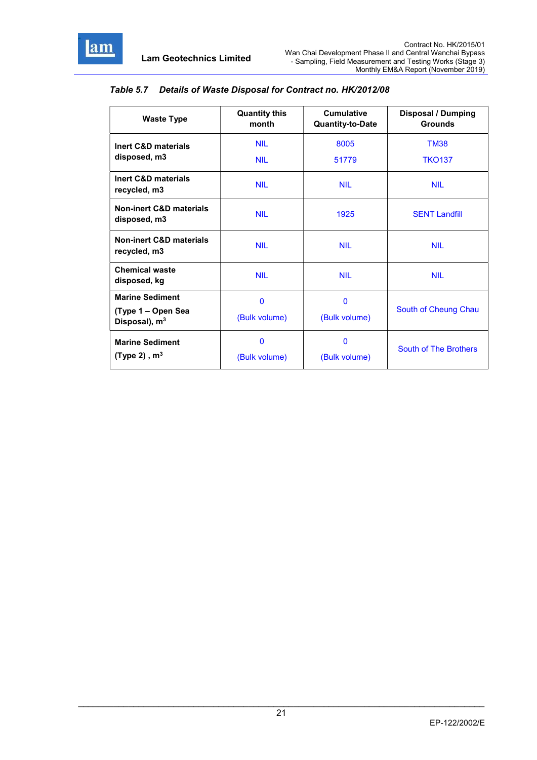*Table 5.7 Details of Waste Disposal for Contract no. HK/2012/08*

| Waste Type | Quantity this month | Cumulative Quantity-to-Date | Disposal / Dumping Grounds |
|---|---|---|---|
| **Inert C&D materials disposed, m3** | NIL<br>NIL | 8005<br>51779 | TM38<br>TKO137 |
| **Inert C&D materials recycled, m3** | NIL | NIL | NIL |
| **Non-inert C&D materials disposed, m3** | NIL | 1925 | SENT Landfill |
| **Non-inert C&D materials recycled, m3** | NIL | NIL | NIL |
| **Chemical waste disposed, kg** | NIL | NIL | NIL |
| **Marine Sediment (Type 1 – Open Sea Disposal), $m^3$** | 0<br>(Bulk volume) | 0<br>(Bulk volume) | South of Cheung Chau |
| **Marine Sediment (Type 2) , $m^3$** | 0<br>(Bulk volume) | 0<br>(Bulk volume) | South of The Brothers |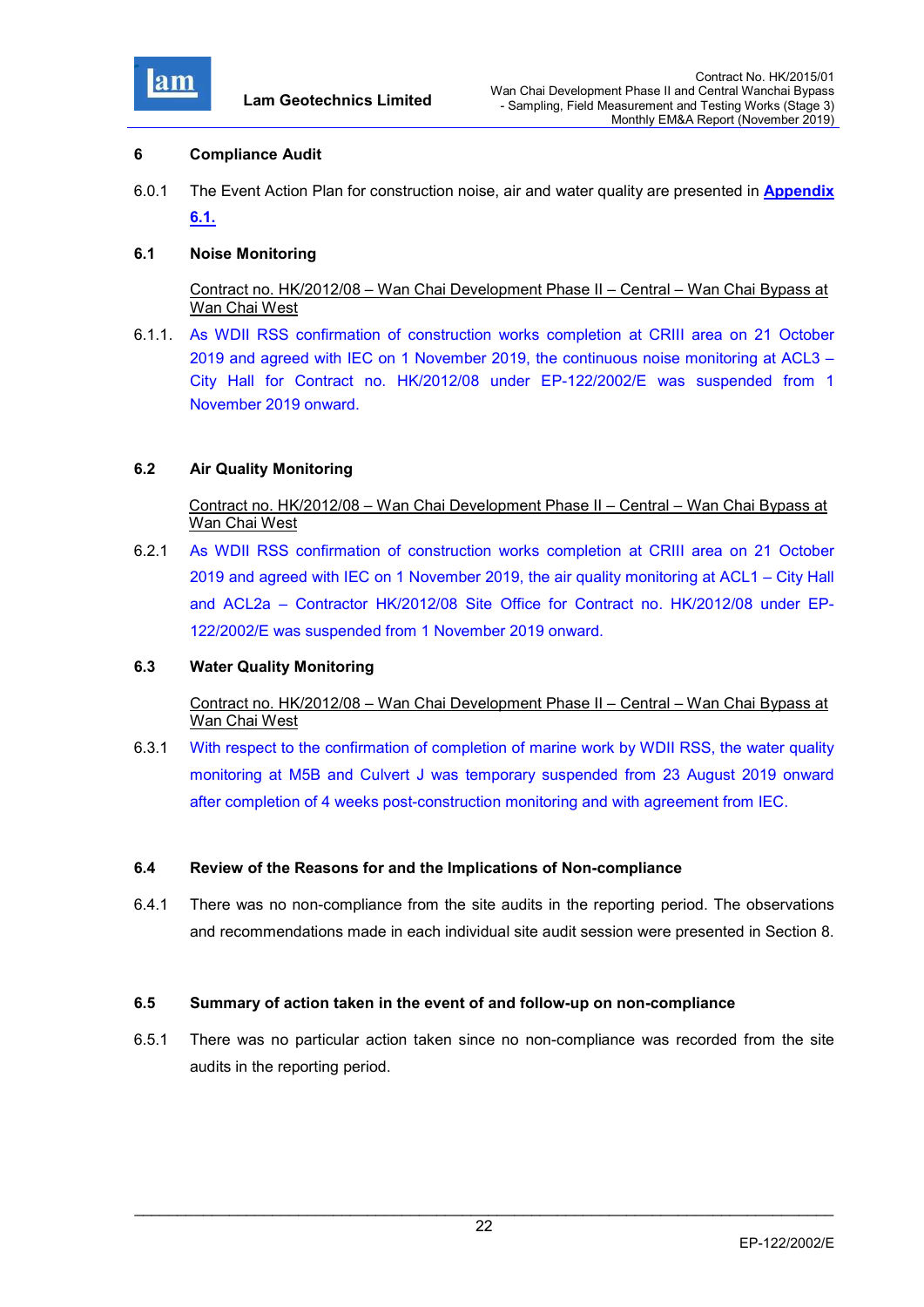## 6 Compliance Audit

6.0.1 The Event Action Plan for construction noise, air and water quality are presented in **Appendix 6.1.**

### 6.1 Noise Monitoring

Contract no. HK/2012/08 – Wan Chai Development Phase II – Central – Wan Chai Bypass at Wan Chai West

6.1.1. As WDII RSS confirmation of construction works completion at CRIII area on 21 October 2019 and agreed with IEC on 1 November 2019, the continuous noise monitoring at ACL3 – City Hall for Contract no. HK/2012/08 under EP-122/2002/E was suspended from 1 November 2019 onward.

### 6.2 Air Quality Monitoring

Contract no. HK/2012/08 – Wan Chai Development Phase II – Central – Wan Chai Bypass at Wan Chai West

6.2.1 As WDII RSS confirmation of construction works completion at CRIII area on 21 October 2019 and agreed with IEC on 1 November 2019, the air quality monitoring at ACL1 – City Hall and ACL2a – Contractor HK/2012/08 Site Office for Contract no. HK/2012/08 under EP-122/2002/E was suspended from 1 November 2019 onward.

### 6.3 Water Quality Monitoring

Contract no. HK/2012/08 – Wan Chai Development Phase II – Central – Wan Chai Bypass at Wan Chai West

6.3.1 With respect to the confirmation of completion of marine work by WDII RSS, the water quality monitoring at M5B and Culvert J was temporary suspended from 23 August 2019 onward after completion of 4 weeks post-construction monitoring and with agreement from IEC.

### 6.4 Review of the Reasons for and the Implications of Non-compliance

6.4.1 There was no non-compliance from the site audits in the reporting period. The observations and recommendations made in each individual site audit session were presented in Section 8.

### 6.5 Summary of action taken in the event of and follow-up on non-compliance

6.5.1 There was no particular action taken since no non-compliance was recorded from the site audits in the reporting period.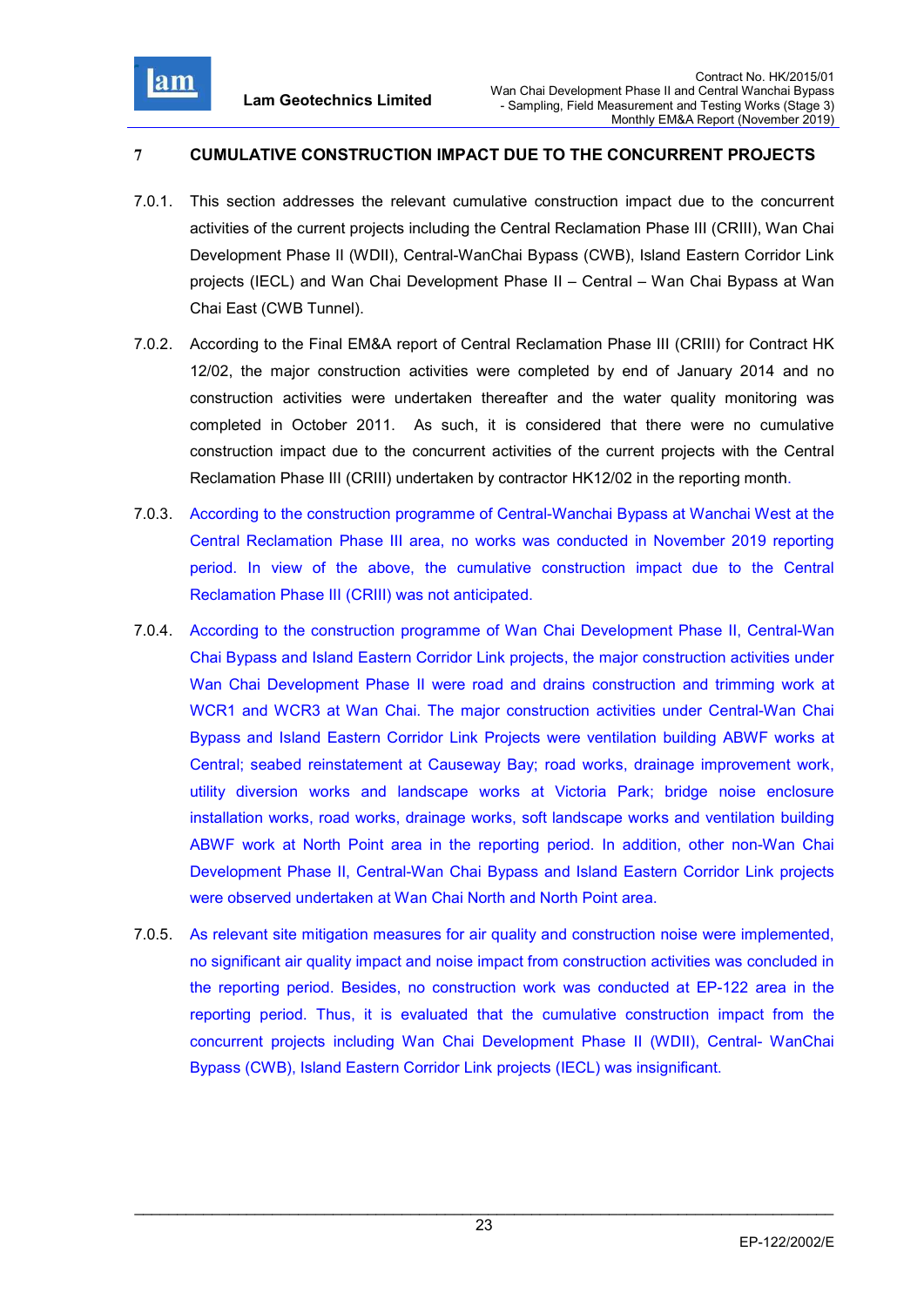# 7 CUMULATIVE CONSTRUCTION IMPACT DUE TO THE CONCURRENT PROJECTS

7.0.1. This section addresses the relevant cumulative construction impact due to the concurrent activities of the current projects including the Central Reclamation Phase III (CRIII), Wan Chai Development Phase II (WDII), Central-WanChai Bypass (CWB), Island Eastern Corridor Link projects (IECL) and Wan Chai Development Phase II – Central – Wan Chai Bypass at Wan Chai East (CWB Tunnel).

7.0.2. According to the Final EM&A report of Central Reclamation Phase III (CRIII) for Contract HK 12/02, the major construction activities were completed by end of January 2014 and no construction activities were undertaken thereafter and the water quality monitoring was completed in October 2011. As such, it is considered that there were no cumulative construction impact due to the concurrent activities of the current projects with the Central Reclamation Phase III (CRIII) undertaken by contractor HK12/02 in the reporting month.

7.0.3. According to the construction programme of Central-Wanchai Bypass at Wanchai West at the Central Reclamation Phase III area, no works was conducted in November 2019 reporting period. In view of the above, the cumulative construction impact due to the Central Reclamation Phase III (CRIII) was not anticipated.

7.0.4. According to the construction programme of Wan Chai Development Phase II, Central-Wan Chai Bypass and Island Eastern Corridor Link projects, the major construction activities under Wan Chai Development Phase II were road and drains construction and trimming work at WCR1 and WCR3 at Wan Chai. The major construction activities under Central-Wan Chai Bypass and Island Eastern Corridor Link Projects were ventilation building ABWF works at Central; seabed reinstatement at Causeway Bay; road works, drainage improvement work, utility diversion works and landscape works at Victoria Park; bridge noise enclosure installation works, road works, drainage works, soft landscape works and ventilation building ABWF work at North Point area in the reporting period. In addition, other non-Wan Chai Development Phase II, Central-Wan Chai Bypass and Island Eastern Corridor Link projects were observed undertaken at Wan Chai North and North Point area.

7.0.5. As relevant site mitigation measures for air quality and construction noise were implemented, no significant air quality impact and noise impact from construction activities was concluded in the reporting period. Besides, no construction work was conducted at EP-122 area in the reporting period. Thus, it is evaluated that the cumulative construction impact from the concurrent projects including Wan Chai Development Phase II (WDII), Central- WanChai Bypass (CWB), Island Eastern Corridor Link projects (IECL) was insignificant.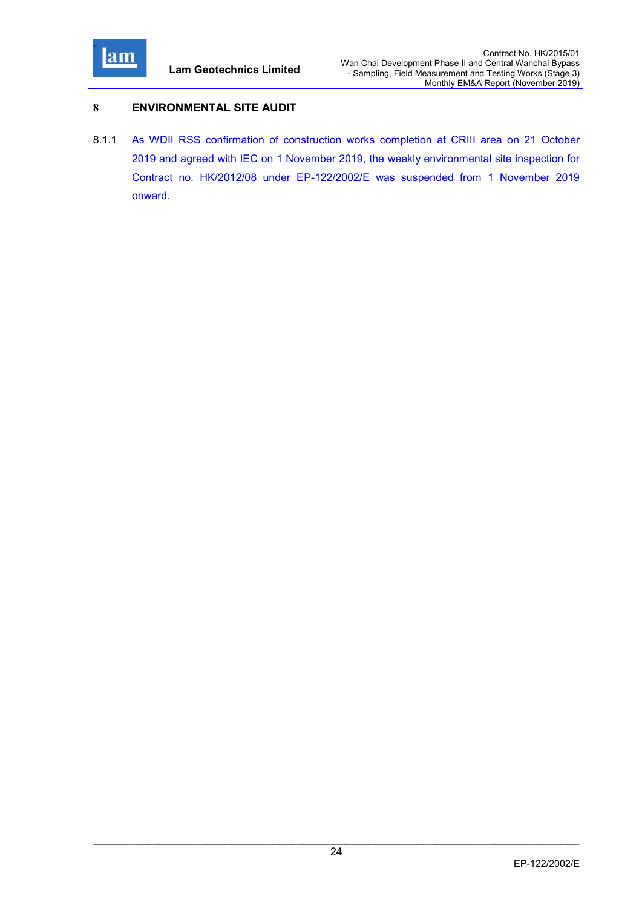# 8 ENVIRONMENTAL SITE AUDIT

8.1.1 As WDII RSS confirmation of construction works completion at CRIII area on 21 October 2019 and agreed with IEC on 1 November 2019, the weekly environmental site inspection for Contract no. HK/2012/08 under EP-122/2002/E was suspended from 1 November 2019 onward.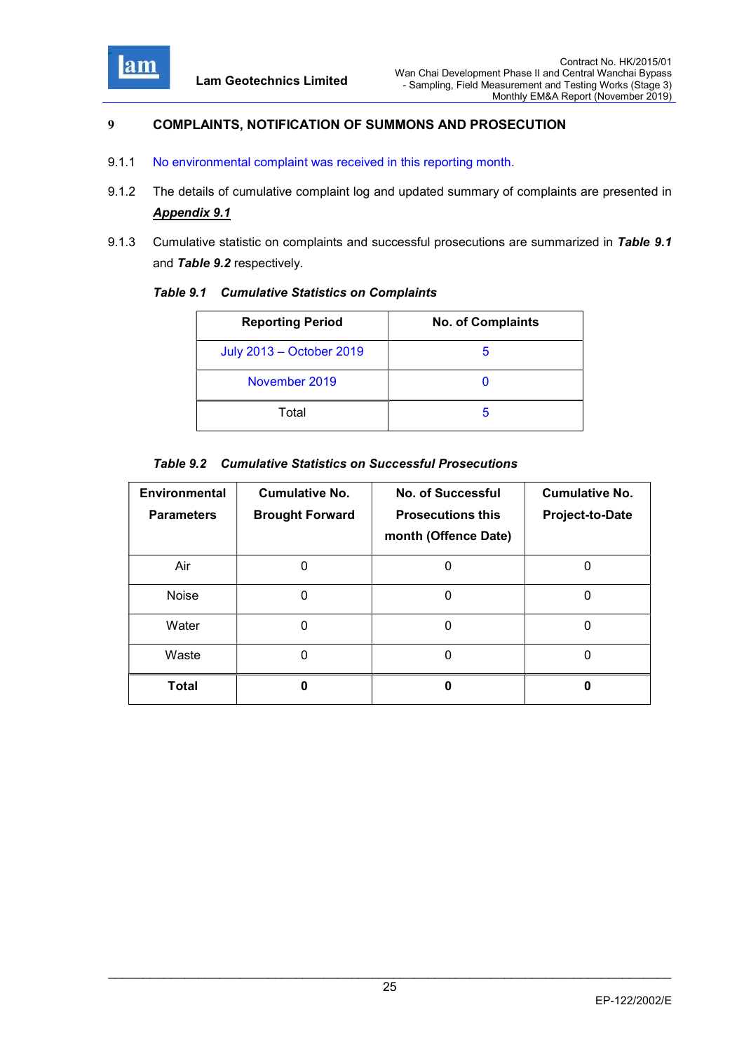## 9 COMPLAINTS, NOTIFICATION OF SUMMONS AND PROSECUTION

9.1.1 No environmental complaint was received in this reporting month.

9.1.2 The details of cumulative complaint log and updated summary of complaints are presented in ***Appendix 9.1***

9.1.3 Cumulative statistic on complaints and successful prosecutions are summarized in ***Table 9.1*** and ***Table 9.2*** respectively.

***Table 9.1 Cumulative Statistics on Complaints***

| Reporting Period | No. of Complaints |
|---|---|
| July 2013 – October 2019 | 5 |
| November 2019 | 0 |
| Total | 5 |

***Table 9.2 Cumulative Statistics on Successful Prosecutions***

| Environmental Parameters | Cumulative No. Brought Forward | No. of Successful Prosecutions this month (Offence Date) | Cumulative No. Project-to-Date |
|---|---|---|---|
| Air | 0 | 0 | 0 |
| Noise | 0 | 0 | 0 |
| Water | 0 | 0 | 0 |
| Waste | 0 | 0 | 0 |
| **Total** | **0** | **0** | **0** |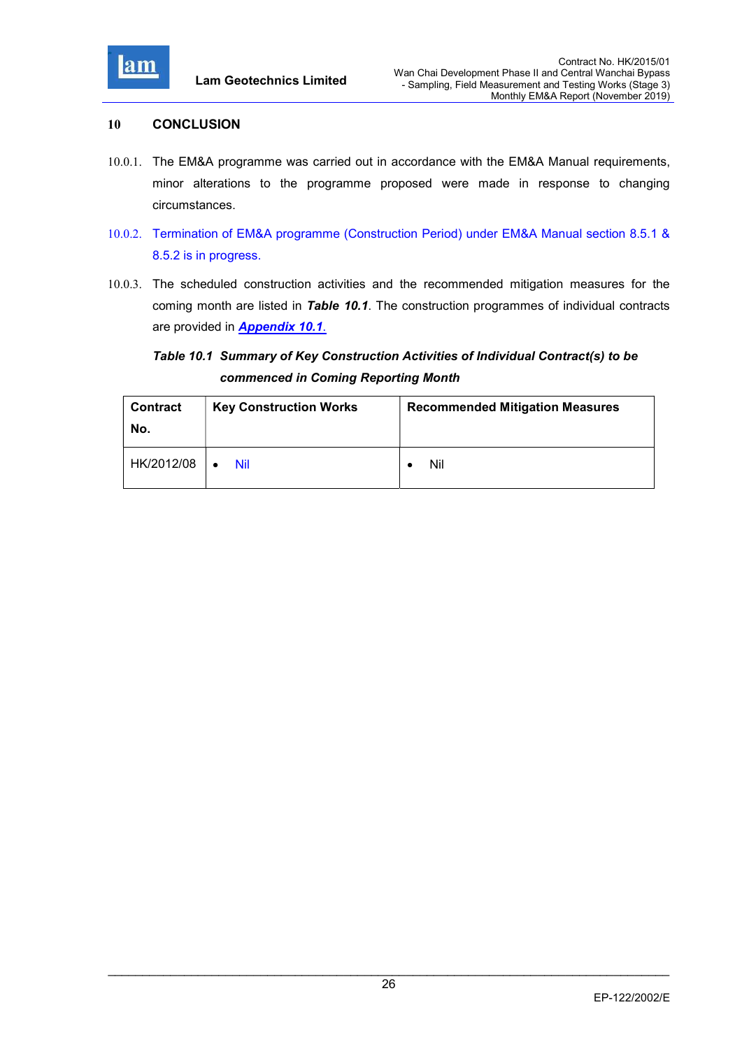## 10 CONCLUSION

10.0.1. The EM&A programme was carried out in accordance with the EM&A Manual requirements, minor alterations to the programme proposed were made in response to changing circumstances.

10.0.2. Termination of EM&A programme (Construction Period) under EM&A Manual section 8.5.1 & 8.5.2 is in progress.

10.0.3. The scheduled construction activities and the recommended mitigation measures for the coming month are listed in ***Table 10.1***. The construction programmes of individual contracts are provided in ***Appendix 10.1***.

***Table 10.1 Summary of Key Construction Activities of Individual Contract(s) to be commenced in Coming Reporting Month***

| **Contract No.** | **Key Construction Works** | **Recommended Mitigation Measures** |
|---|---|---|
| HK/2012/08 | • Nil | • Nil |

EP-122/2002/E